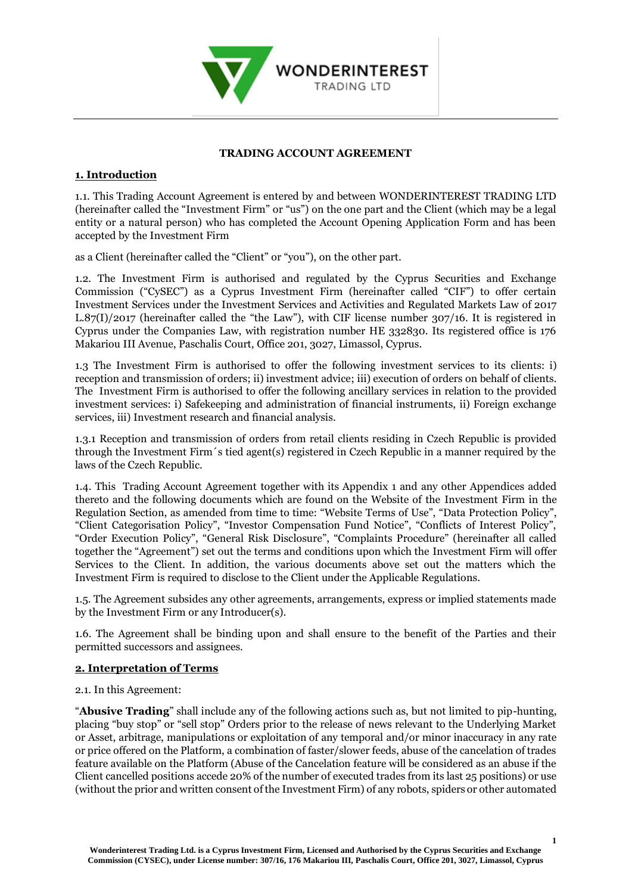# TRADING ACCOUNT AGREEMENT

## 1. Introduction

1.1. This Trading Account Agreement is entered by and between WONDERINTEREST TRADING LTD (hereinafter called the "Investment Firm" or "us") on the one part and the Client (which may be a legal entity or a natural person) who has completed the Account Opening Application Form and has been accepted by the Investment Firm

as a Client (hereinafter called the "Client" or "you"), on the other part.

1.2. The Investment Firm is authorised and regulated by the Cyprus Securities and Exchange Commission ("CySEC") as a Cyprus Investment Firm (hereinafter called "CIF") to offer certain Investment Services under the Investment Services and Activities and Regulated Markets Law of 2017 L.87(I)/2017 (hereinafter called the "the Law"), with CIF license number 307/16. It is registered in Cyprus under the Companies Law, with registration number HE 332830. Its registered office is 176 Makariou III Avenue, Paschalis Court, Office 201, 3027, Limassol, Cyprus.

1.3 The Investment Firm is authorised to offer the following investment services to its clients: i) reception and transmission of orders; ii) investment advice; iii) execution of orders on behalf of clients. The Investment Firm is authorised to offer the following ancillary services in relation to the provided investment services: i) Safekeeping and administration of financial instruments, ii) Foreign exchange services, iii) Investment research and financial analysis.

1.3.1 Reception and transmission of orders from retail clients residing in Czech Republic is provided through the Investment Firm´s tied agent(s) registered in Czech Republic in a manner required by the laws of the Czech Republic.

1.4. This Trading Account Agreement together with its Appendix 1 and any other Appendices added thereto and the following documents which are found on the Website of the Investment Firm in the Regulation Section, as amended from time to time: "Website Terms of Use", "Data Protection Policy", "Client Categorisation Policy", "Investor Compensation Fund Notice", "Conflicts of Interest Policy", "Order Execution Policy", "General Risk Disclosure", "Complaints Procedure" (hereinafter all called together the "Agreement") set out the terms and conditions upon which the Investment Firm will offer Services to the Client. In addition, the various documents above set out the matters which the Investment Firm is required to disclose to the Client under the Applicable Regulations.

1.5. The Agreement subsides any other agreements, arrangements, express or implied statements made by the Investment Firm or any Introducer(s).

1.6. The Agreement shall be binding upon and shall ensure to the benefit of the Parties and their permitted successors and assignees.

## 2. Interpretation of Terms

2.1. In this Agreement:

"**Abusive Trading**" shall include any of the following actions such as, but not limited to pip-hunting, placing "buy stop" or "sell stop" Orders prior to the release of news relevant to the Underlying Market or Asset, arbitrage, manipulations or exploitation of any temporal and/or minor inaccuracy in any rate or price offered on the Platform, a combination of faster/slower feeds, abuse of the cancelation of trades feature available on the Platform (Abuse of the Cancelation feature will be considered as an abuse if the Client cancelled positions accede 20% of the number of executed trades from its last 25 positions) or use (without the prior and written consent of the Investment Firm) of any robots, spiders or other automated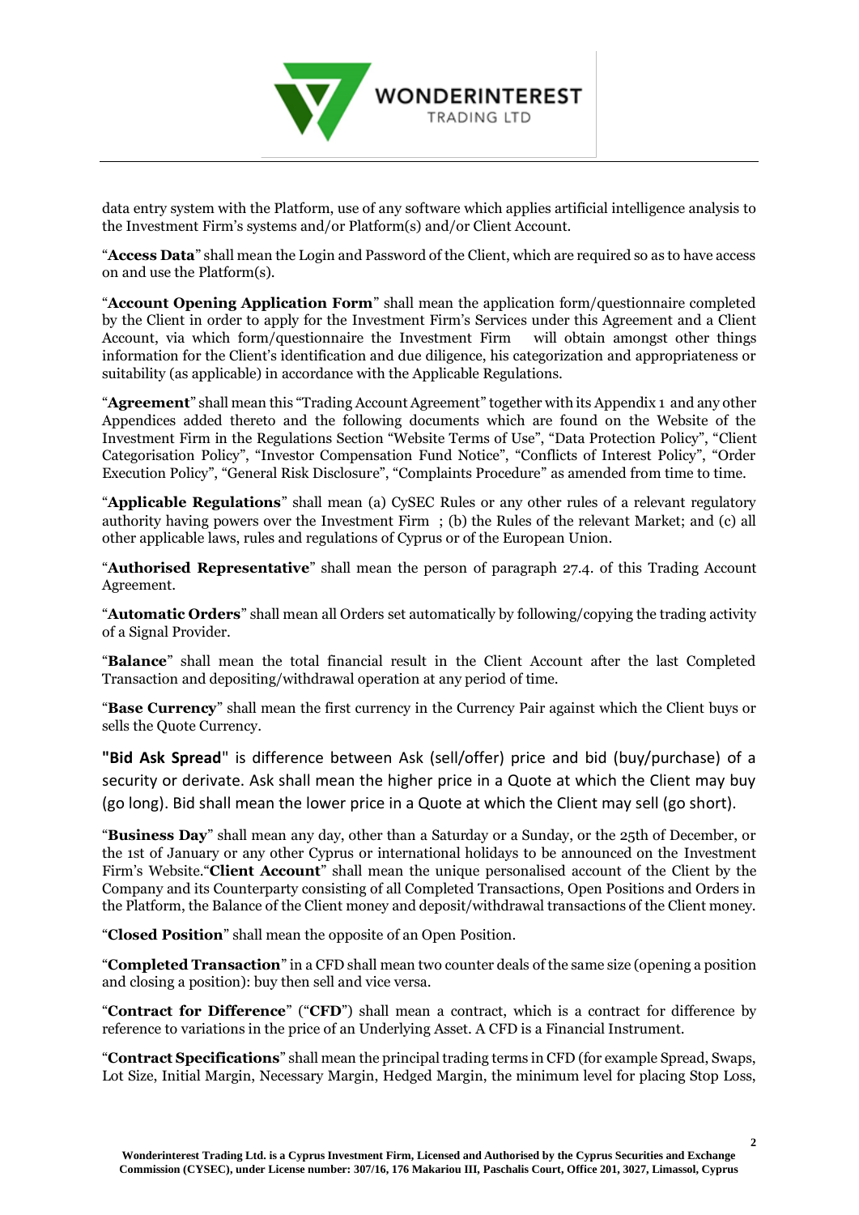data entry system with the Platform, use of any software which applies artificial intelligence analysis to the Investment Firm's systems and/or Platform(s) and/or Client Account.

"**Access Data**" shall mean the Login and Password of the Client, which are required so as to have access on and use the Platform(s).

"**Account Opening Application Form**" shall mean the application form/questionnaire completed by the Client in order to apply for the Investment Firm's Services under this Agreement and a Client Account, via which form/questionnaire the Investment Firm will obtain amongst other things information for the Client's identification and due diligence, his categorization and appropriateness or suitability (as applicable) in accordance with the Applicable Regulations.

"**Agreement**" shall mean this "Trading Account Agreement" together with its Appendix 1 and any other Appendices added thereto and the following documents which are found on the Website of the Investment Firm in the Regulations Section "Website Terms of Use", "Data Protection Policy", "Client Categorisation Policy", "Investor Compensation Fund Notice", "Conflicts of Interest Policy", "Order Execution Policy", "General Risk Disclosure", "Complaints Procedure" as amended from time to time.

"**Applicable Regulations**" shall mean (a) CySEC Rules or any other rules of a relevant regulatory authority having powers over the Investment Firm ; (b) the Rules of the relevant Market; and (c) all other applicable laws, rules and regulations of Cyprus or of the European Union.

"**Authorised Representative**" shall mean the person of paragraph 27.4. of this Trading Account Agreement.

"**Automatic Orders**" shall mean all Orders set automatically by following/copying the trading activity of a Signal Provider.

"**Balance**" shall mean the total financial result in the Client Account after the last Completed Transaction and depositing/withdrawal operation at any period of time.

"**Base Currency**" shall mean the first currency in the Currency Pair against which the Client buys or sells the Quote Currency.

"**Bid Ask Spread**" is difference between Ask (sell/offer) price and bid (buy/purchase) of a security or derivate. Ask shall mean the higher price in a Quote at which the Client may buy (go long). Bid shall mean the lower price in a Quote at which the Client may sell (go short).

"**Business Day**" shall mean any day, other than a Saturday or a Sunday, or the 25th of December, or the 1st of January or any other Cyprus or international holidays to be announced on the Investment Firm's Website."**Client Account**" shall mean the unique personalised account of the Client by the Company and its Counterparty consisting of all Completed Transactions, Open Positions and Orders in the Platform, the Balance of the Client money and deposit/withdrawal transactions of the Client money.

"**Closed Position**" shall mean the opposite of an Open Position.

"**Completed Transaction**" in a CFD shall mean two counter deals of the same size (opening a position and closing a position): buy then sell and vice versa.

"**Contract for Difference**" ("**CFD**") shall mean a contract, which is a contract for difference by reference to variations in the price of an Underlying Asset. A CFD is a Financial Instrument.

"**Contract Specifications**" shall mean the principal trading terms in CFD (for example Spread, Swaps, Lot Size, Initial Margin, Necessary Margin, Hedged Margin, the minimum level for placing Stop Loss,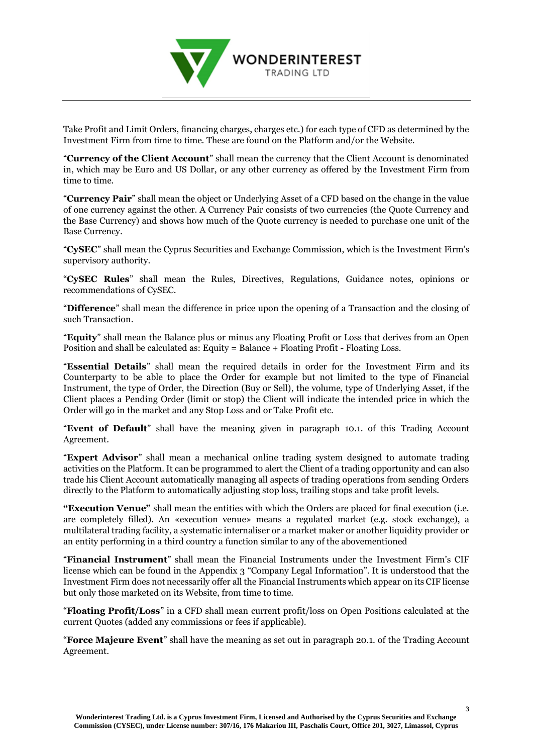Take Profit and Limit Orders, financing charges, charges etc.) for each type of CFD as determined by the Investment Firm from time to time. These are found on the Platform and/or the Website.

"**Currency of the Client Account**" shall mean the currency that the Client Account is denominated in, which may be Euro and US Dollar, or any other currency as offered by the Investment Firm from time to time.

"**Currency Pair**" shall mean the object or Underlying Asset of a CFD based on the change in the value of one currency against the other. A Currency Pair consists of two currencies (the Quote Currency and the Base Currency) and shows how much of the Quote currency is needed to purchase one unit of the Base Currency.

"**CySEC**" shall mean the Cyprus Securities and Exchange Commission, which is the Investment Firm's supervisory authority.

"**CySEC Rules**" shall mean the Rules, Directives, Regulations, Guidance notes, opinions or recommendations of CySEC.

"**Difference**" shall mean the difference in price upon the opening of a Transaction and the closing of such Transaction.

"**Equity**" shall mean the Balance plus or minus any Floating Profit or Loss that derives from an Open Position and shall be calculated as: Equity = Balance + Floating Profit - Floating Loss.

"**Essential Details**" shall mean the required details in order for the Investment Firm and its Counterparty to be able to place the Order for example but not limited to the type of Financial Instrument, the type of Order, the Direction (Buy or Sell), the volume, type of Underlying Asset, if the Client places a Pending Order (limit or stop) the Client will indicate the intended price in which the Order will go in the market and any Stop Loss and or Take Profit etc.

"**Event of Default**" shall have the meaning given in paragraph 10.1. of this Trading Account Agreement.

"**Expert Advisor**" shall mean a mechanical online trading system designed to automate trading activities on the Platform. It can be programmed to alert the Client of a trading opportunity and can also trade his Client Account automatically managing all aspects of trading operations from sending Orders directly to the Platform to automatically adjusting stop loss, trailing stops and take profit levels.

**"Execution Venue"** shall mean the entities with which the Orders are placed for final execution (i.e. are completely filled). An «execution venue» means a regulated market (e.g. stock exchange), a multilateral trading facility, a systematic internaliser or a market maker or another liquidity provider or an entity performing in a third country a function similar to any of the abovementioned

"**Financial Instrument**" shall mean the Financial Instruments under the Investment Firm's CIF license which can be found in the Appendix 3 "Company Legal Information". It is understood that the Investment Firm does not necessarily offer all the Financial Instruments which appear on its CIF license but only those marketed on its Website, from time to time.

"**Floating Profit/Loss**" in a CFD shall mean current profit/loss on Open Positions calculated at the current Quotes (added any commissions or fees if applicable).

"**Force Majeure Event**" shall have the meaning as set out in paragraph 20.1. of the Trading Account Agreement.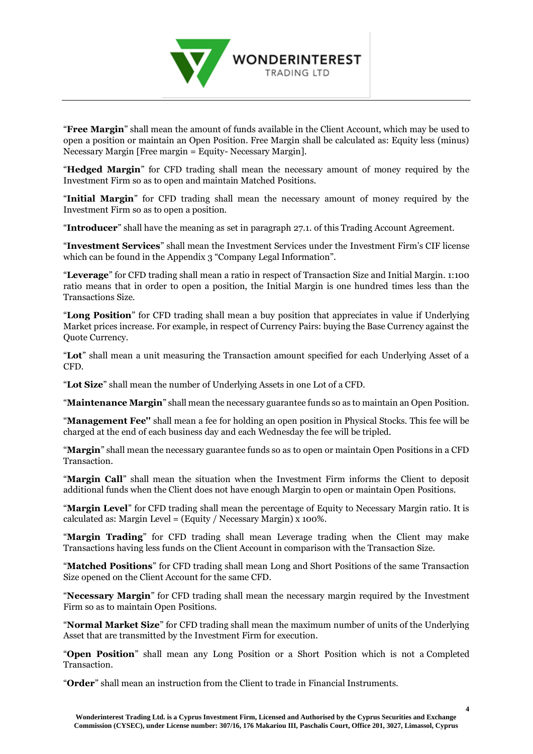"**Free Margin**" shall mean the amount of funds available in the Client Account, which may be used to open a position or maintain an Open Position. Free Margin shall be calculated as: Equity less (minus) Necessary Margin [Free margin = Equity- Necessary Margin].

"**Hedged Margin**" for CFD trading shall mean the necessary amount of money required by the Investment Firm so as to open and maintain Matched Positions.

"**Initial Margin**" for CFD trading shall mean the necessary amount of money required by the Investment Firm so as to open a position.

"**Introducer**" shall have the meaning as set in paragraph 27.1. of this Trading Account Agreement.

"**Investment Services**" shall mean the Investment Services under the Investment Firm's CIF license which can be found in the Appendix 3 "Company Legal Information".

"**Leverage**" for CFD trading shall mean a ratio in respect of Transaction Size and Initial Margin. 1:100 ratio means that in order to open a position, the Initial Margin is one hundred times less than the Transactions Size.

"**Long Position**" for CFD trading shall mean a buy position that appreciates in value if Underlying Market prices increase. For example, in respect of Currency Pairs: buying the Base Currency against the Quote Currency.

"**Lot**" shall mean a unit measuring the Transaction amount specified for each Underlying Asset of a CFD.

"**Lot Size**" shall mean the number of Underlying Assets in one Lot of a CFD.

"**Maintenance Margin**" shall mean the necessary guarantee funds so as to maintain an Open Position.

"**Management Fee"** shall mean a fee for holding an open position in Physical Stocks. This fee will be charged at the end of each business day and each Wednesday the fee will be tripled.

"**Margin**" shall mean the necessary guarantee funds so as to open or maintain Open Positions in a CFD Transaction.

"**Margin Call**" shall mean the situation when the Investment Firm informs the Client to deposit additional funds when the Client does not have enough Margin to open or maintain Open Positions.

"**Margin Level**" for CFD trading shall mean the percentage of Equity to Necessary Margin ratio. It is calculated as: Margin Level = (Equity / Necessary Margin) x 100%.

"**Margin Trading**" for CFD trading shall mean Leverage trading when the Client may make Transactions having less funds on the Client Account in comparison with the Transaction Size.

"**Matched Positions**" for CFD trading shall mean Long and Short Positions of the same Transaction Size opened on the Client Account for the same CFD.

"**Necessary Margin**" for CFD trading shall mean the necessary margin required by the Investment Firm so as to maintain Open Positions.

"**Normal Market Size**" for CFD trading shall mean the maximum number of units of the Underlying Asset that are transmitted by the Investment Firm for execution.

"**Open Position**" shall mean any Long Position or a Short Position which is not a Completed Transaction.

"**Order**" shall mean an instruction from the Client to trade in Financial Instruments.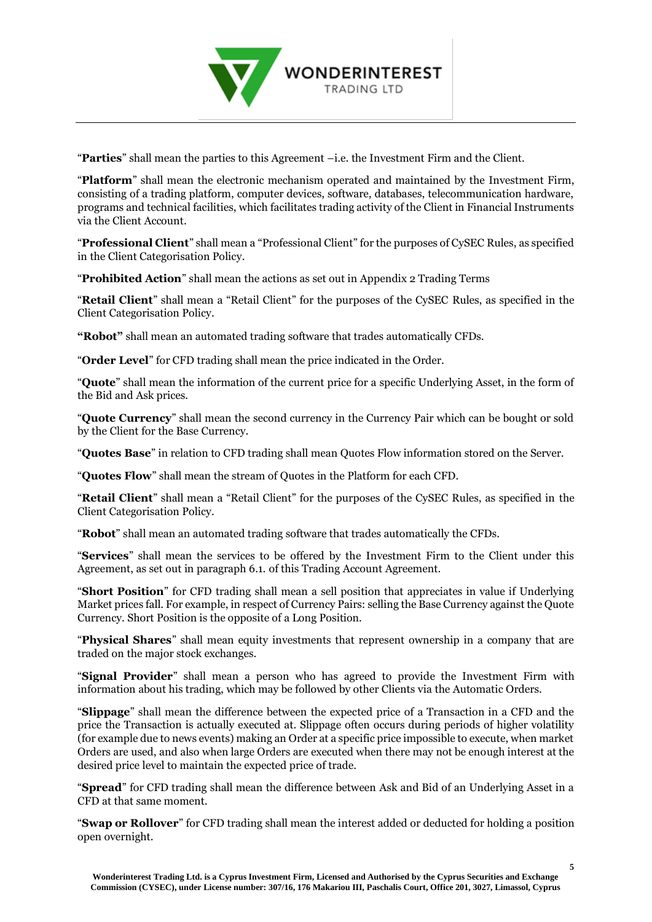"**Parties**" shall mean the parties to this Agreement –i.e. the Investment Firm and the Client.

"**Platform**" shall mean the electronic mechanism operated and maintained by the Investment Firm, consisting of a trading platform, computer devices, software, databases, telecommunication hardware, programs and technical facilities, which facilitates trading activity of the Client in Financial Instruments via the Client Account.

"**Professional Client**" shall mean a "Professional Client" for the purposes of CySEC Rules, as specified in the Client Categorisation Policy.

"**Prohibited Action**" shall mean the actions as set out in Appendix 2 Trading Terms

"**Retail Client**" shall mean a "Retail Client" for the purposes of the CySEC Rules, as specified in the Client Categorisation Policy.

**"Robot"** shall mean an automated trading software that trades automatically CFDs.

"**Order Level**" for CFD trading shall mean the price indicated in the Order.

"**Quote**" shall mean the information of the current price for a specific Underlying Asset, in the form of the Bid and Ask prices.

"**Quote Currency**" shall mean the second currency in the Currency Pair which can be bought or sold by the Client for the Base Currency.

"**Quotes Base**" in relation to CFD trading shall mean Quotes Flow information stored on the Server.

"**Quotes Flow**" shall mean the stream of Quotes in the Platform for each CFD.

"**Retail Client**" shall mean a "Retail Client" for the purposes of the CySEC Rules, as specified in the Client Categorisation Policy.

"**Robot**" shall mean an automated trading software that trades automatically the CFDs.

"**Services**" shall mean the services to be offered by the Investment Firm to the Client under this Agreement, as set out in paragraph 6.1. of this Trading Account Agreement.

"**Short Position**" for CFD trading shall mean a sell position that appreciates in value if Underlying Market prices fall. For example, in respect of Currency Pairs: selling the Base Currency against the Quote Currency. Short Position is the opposite of a Long Position.

"**Physical Shares**" shall mean equity investments that represent ownership in a company that are traded on the major stock exchanges.

"**Signal Provider**" shall mean a person who has agreed to provide the Investment Firm with information about his trading, which may be followed by other Clients via the Automatic Orders.

"**Slippage**" shall mean the difference between the expected price of a Transaction in a CFD and the price the Transaction is actually executed at. Slippage often occurs during periods of higher volatility (for example due to news events) making an Order at a specific price impossible to execute, when market Orders are used, and also when large Orders are executed when there may not be enough interest at the desired price level to maintain the expected price of trade.

"**Spread**" for CFD trading shall mean the difference between Ask and Bid of an Underlying Asset in a CFD at that same moment.

"**Swap or Rollover**" for CFD trading shall mean the interest added or deducted for holding a position open overnight.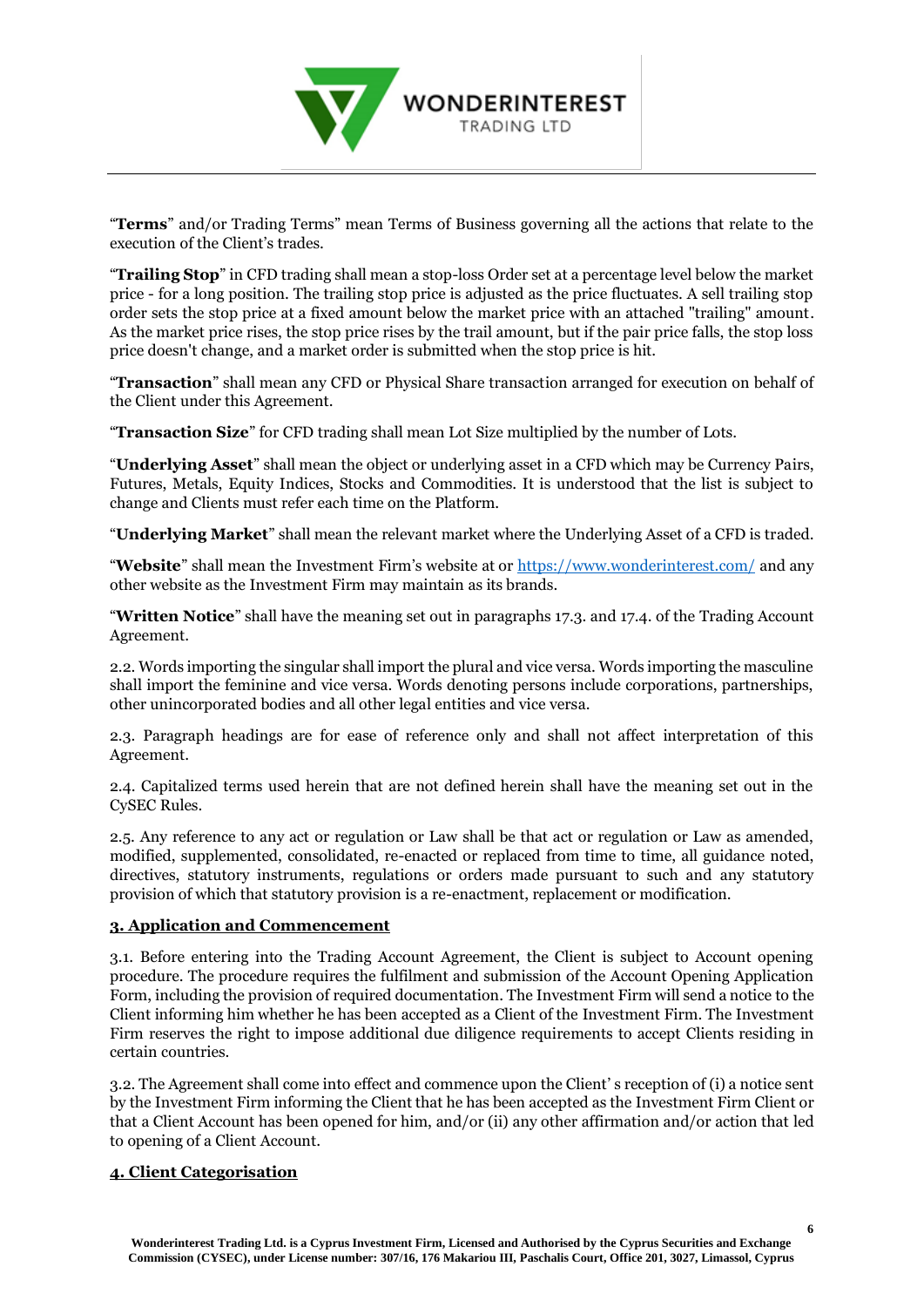"**Terms**" and/or Trading Terms" mean Terms of Business governing all the actions that relate to the execution of the Client's trades.

"**Trailing Stop**" in CFD trading shall mean a stop-loss Order set at a percentage level below the market price - for a long position. The trailing stop price is adjusted as the price fluctuates. A sell trailing stop order sets the stop price at a fixed amount below the market price with an attached "trailing" amount. As the market price rises, the stop price rises by the trail amount, but if the pair price falls, the stop loss price doesn't change, and a market order is submitted when the stop price is hit.

"**Transaction**" shall mean any CFD or Physical Share transaction arranged for execution on behalf of the Client under this Agreement.

"**Transaction Size**" for CFD trading shall mean Lot Size multiplied by the number of Lots.

"**Underlying Asset**" shall mean the object or underlying asset in a CFD which may be Currency Pairs, Futures, Metals, Equity Indices, Stocks and Commodities. It is understood that the list is subject to change and Clients must refer each time on the Platform.

"**Underlying Market**" shall mean the relevant market where the Underlying Asset of a CFD is traded.

"**Website**" shall mean the Investment Firm's website at or https://www.wonderinterest.com/ and any other website as the Investment Firm may maintain as its brands.

"**Written Notice**" shall have the meaning set out in paragraphs 17.3. and 17.4. of the Trading Account Agreement.

2.2. Words importing the singular shall import the plural and vice versa. Words importing the masculine shall import the feminine and vice versa. Words denoting persons include corporations, partnerships, other unincorporated bodies and all other legal entities and vice versa.

2.3. Paragraph headings are for ease of reference only and shall not affect interpretation of this Agreement.

2.4. Capitalized terms used herein that are not defined herein shall have the meaning set out in the CySEC Rules.

2.5. Any reference to any act or regulation or Law shall be that act or regulation or Law as amended, modified, supplemented, consolidated, re-enacted or replaced from time to time, all guidance noted, directives, statutory instruments, regulations or orders made pursuant to such and any statutory provision of which that statutory provision is a re-enactment, replacement or modification.

## 3. Application and Commencement

3.1. Before entering into the Trading Account Agreement, the Client is subject to Account opening procedure. The procedure requires the fulfilment and submission of the Account Opening Application Form, including the provision of required documentation. The Investment Firm will send a notice to the Client informing him whether he has been accepted as a Client of the Investment Firm. The Investment Firm reserves the right to impose additional due diligence requirements to accept Clients residing in certain countries.

3.2. The Agreement shall come into effect and commence upon the Client' s reception of (i) a notice sent by the Investment Firm informing the Client that he has been accepted as the Investment Firm Client or that a Client Account has been opened for him, and/or (ii) any other affirmation and/or action that led to opening of a Client Account.

## 4. Client Categorisation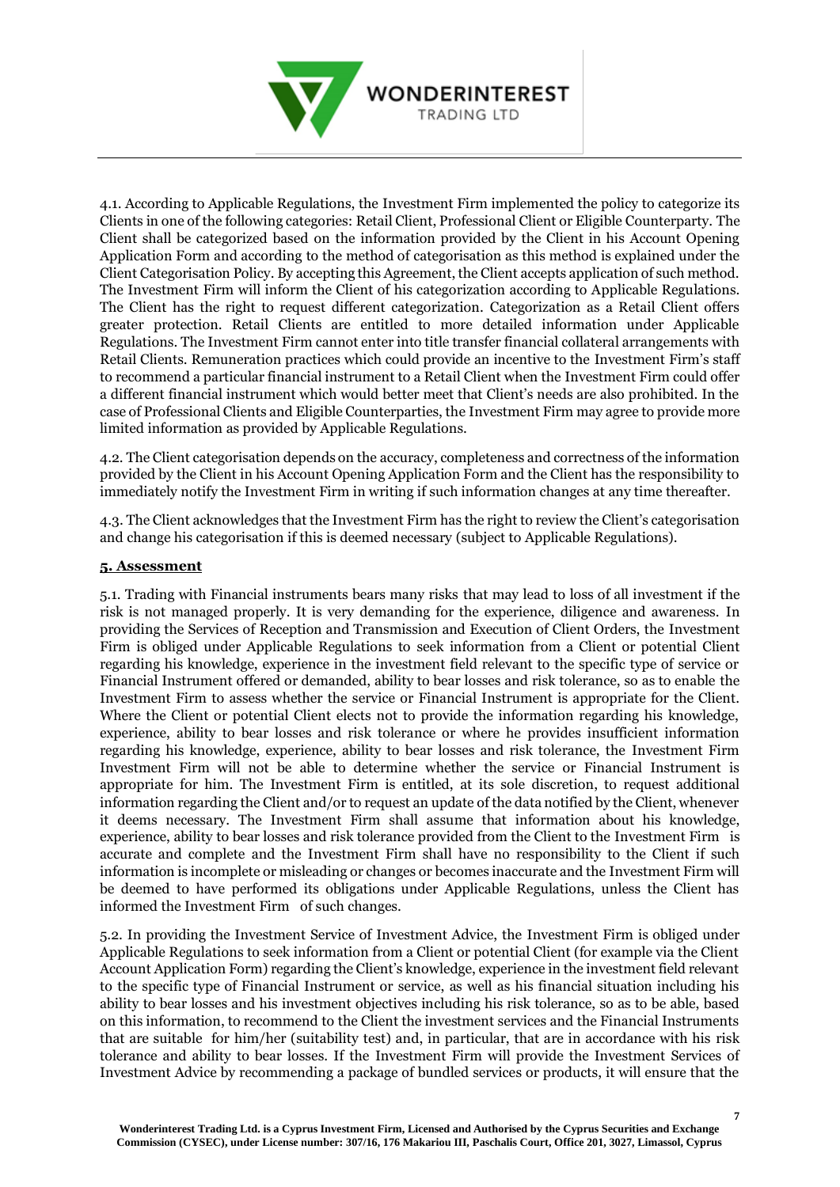4.1. According to Applicable Regulations, the Investment Firm implemented the policy to categorize its Clients in one of the following categories: Retail Client, Professional Client or Eligible Counterparty. The Client shall be categorized based on the information provided by the Client in his Account Opening Application Form and according to the method of categorisation as this method is explained under the Client Categorisation Policy. By accepting this Agreement, the Client accepts application of such method. The Investment Firm will inform the Client of his categorization according to Applicable Regulations. The Client has the right to request different categorization. Categorization as a Retail Client offers greater protection. Retail Clients are entitled to more detailed information under Applicable Regulations. The Investment Firm cannot enter into title transfer financial collateral arrangements with Retail Clients. Remuneration practices which could provide an incentive to the Investment Firm's staff to recommend a particular financial instrument to a Retail Client when the Investment Firm could offer a different financial instrument which would better meet that Client's needs are also prohibited. In the case of Professional Clients and Eligible Counterparties, the Investment Firm may agree to provide more limited information as provided by Applicable Regulations.

4.2. The Client categorisation depends on the accuracy, completeness and correctness of the information provided by the Client in his Account Opening Application Form and the Client has the responsibility to immediately notify the Investment Firm in writing if such information changes at any time thereafter.

4.3. The Client acknowledges that the Investment Firm has the right to review the Client's categorisation and change his categorisation if this is deemed necessary (subject to Applicable Regulations).

## 5. Assessment

5.1. Trading with Financial instruments bears many risks that may lead to loss of all investment if the risk is not managed properly. It is very demanding for the experience, diligence and awareness. In providing the Services of Reception and Transmission and Execution of Client Orders, the Investment Firm is obliged under Applicable Regulations to seek information from a Client or potential Client regarding his knowledge, experience in the investment field relevant to the specific type of service or Financial Instrument offered or demanded, ability to bear losses and risk tolerance, so as to enable the Investment Firm to assess whether the service or Financial Instrument is appropriate for the Client. Where the Client or potential Client elects not to provide the information regarding his knowledge, experience, ability to bear losses and risk tolerance or where he provides insufficient information regarding his knowledge, experience, ability to bear losses and risk tolerance, the Investment Firm Investment Firm will not be able to determine whether the service or Financial Instrument is appropriate for him. The Investment Firm is entitled, at its sole discretion, to request additional information regarding the Client and/or to request an update of the data notified by the Client, whenever it deems necessary. The Investment Firm shall assume that information about his knowledge, experience, ability to bear losses and risk tolerance provided from the Client to the Investment Firm is accurate and complete and the Investment Firm shall have no responsibility to the Client if such information is incomplete or misleading or changes or becomes inaccurate and the Investment Firm will be deemed to have performed its obligations under Applicable Regulations, unless the Client has informed the Investment Firm of such changes.

5.2. In providing the Investment Service of Investment Advice, the Investment Firm is obliged under Applicable Regulations to seek information from a Client or potential Client (for example via the Client Account Application Form) regarding the Client's knowledge, experience in the investment field relevant to the specific type of Financial Instrument or service, as well as his financial situation including his ability to bear losses and his investment objectives including his risk tolerance, so as to be able, based on this information, to recommend to the Client the investment services and the Financial Instruments that are suitable for him/her (suitability test) and, in particular, that are in accordance with his risk tolerance and ability to bear losses. If the Investment Firm will provide the Investment Services of Investment Advice by recommending a package of bundled services or products, it will ensure that the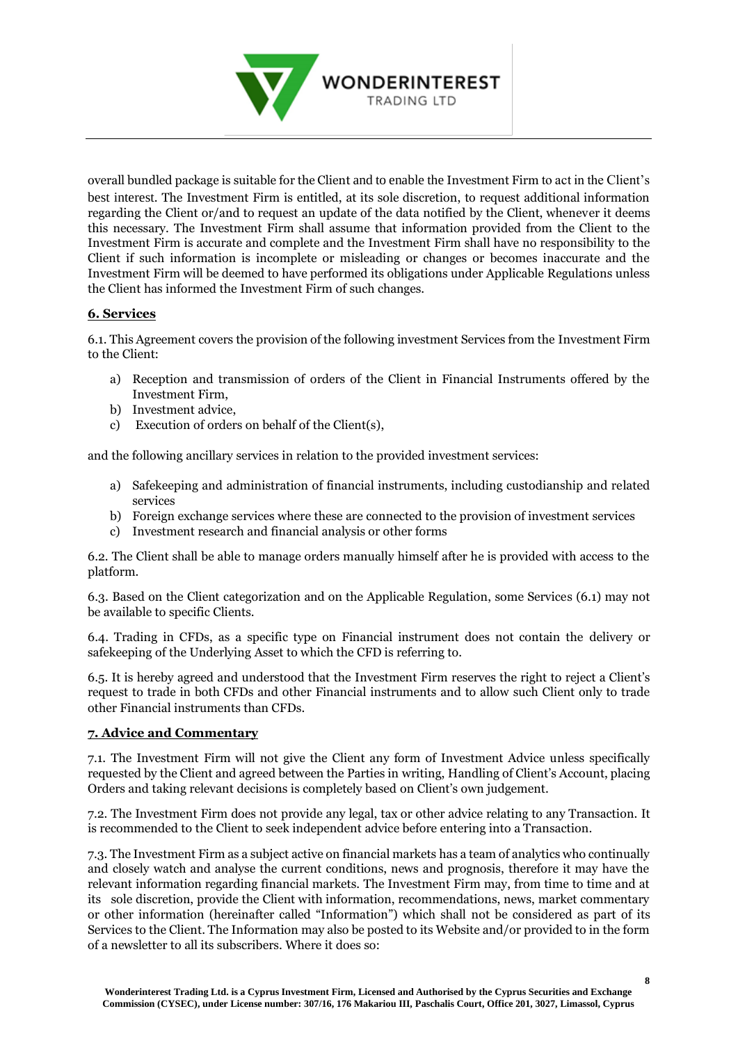overall bundled package is suitable for the Client and to enable the Investment Firm to act in the Client's best interest. The Investment Firm is entitled, at its sole discretion, to request additional information regarding the Client or/and to request an update of the data notified by the Client, whenever it deems this necessary. The Investment Firm shall assume that information provided from the Client to the Investment Firm is accurate and complete and the Investment Firm shall have no responsibility to the Client if such information is incomplete or misleading or changes or becomes inaccurate and the Investment Firm will be deemed to have performed its obligations under Applicable Regulations unless the Client has informed the Investment Firm of such changes.

## 6. Services

6.1. This Agreement covers the provision of the following investment Services from the Investment Firm to the Client:

a) Reception and transmission of orders of the Client in Financial Instruments offered by the Investment Firm,
b) Investment advice,
c) Execution of orders on behalf of the Client(s),

and the following ancillary services in relation to the provided investment services:

a) Safekeeping and administration of financial instruments, including custodianship and related services
b) Foreign exchange services where these are connected to the provision of investment services
c) Investment research and financial analysis or other forms

6.2. The Client shall be able to manage orders manually himself after he is provided with access to the platform.

6.3. Based on the Client categorization and on the Applicable Regulation, some Services (6.1) may not be available to specific Clients.

6.4. Trading in CFDs, as a specific type on Financial instrument does not contain the delivery or safekeeping of the Underlying Asset to which the CFD is referring to.

6.5. It is hereby agreed and understood that the Investment Firm reserves the right to reject a Client's request to trade in both CFDs and other Financial instruments and to allow such Client only to trade other Financial instruments than CFDs.

## 7. Advice and Commentary

7.1. The Investment Firm will not give the Client any form of Investment Advice unless specifically requested by the Client and agreed between the Parties in writing, Handling of Client's Account, placing Orders and taking relevant decisions is completely based on Client's own judgement.

7.2. The Investment Firm does not provide any legal, tax or other advice relating to any Transaction. It is recommended to the Client to seek independent advice before entering into a Transaction.

7.3. The Investment Firm as a subject active on financial markets has a team of analytics who continually and closely watch and analyse the current conditions, news and prognosis, therefore it may have the relevant information regarding financial markets. The Investment Firm may, from time to time and at its sole discretion, provide the Client with information, recommendations, news, market commentary or other information (hereinafter called "Information") which shall not be considered as part of its Services to the Client. The Information may also be posted to its Website and/or provided to in the form of a newsletter to all its subscribers. Where it does so: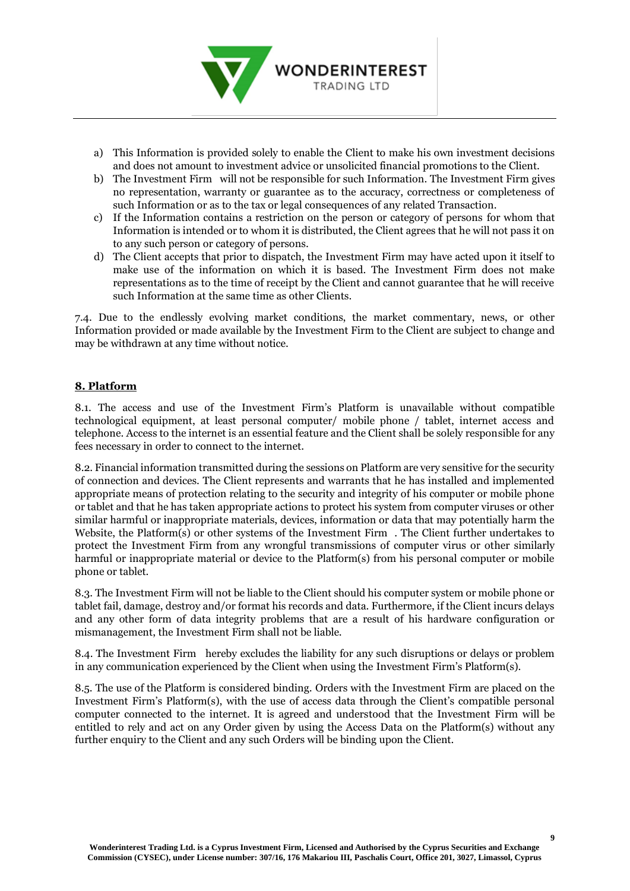a) This Information is provided solely to enable the Client to make his own investment decisions and does not amount to investment advice or unsolicited financial promotions to the Client.
b) The Investment Firm will not be responsible for such Information. The Investment Firm gives no representation, warranty or guarantee as to the accuracy, correctness or completeness of such Information or as to the tax or legal consequences of any related Transaction.
c) If the Information contains a restriction on the person or category of persons for whom that Information is intended or to whom it is distributed, the Client agrees that he will not pass it on to any such person or category of persons.
d) The Client accepts that prior to dispatch, the Investment Firm may have acted upon it itself to make use of the information on which it is based. The Investment Firm does not make representations as to the time of receipt by the Client and cannot guarantee that he will receive such Information at the same time as other Clients.

7.4. Due to the endlessly evolving market conditions, the market commentary, news, or other Information provided or made available by the Investment Firm to the Client are subject to change and may be withdrawn at any time without notice.

## 8. Platform

8.1. The access and use of the Investment Firm's Platform is unavailable without compatible technological equipment, at least personal computer/ mobile phone / tablet, internet access and telephone. Access to the internet is an essential feature and the Client shall be solely responsible for any fees necessary in order to connect to the internet.

8.2. Financial information transmitted during the sessions on Platform are very sensitive for the security of connection and devices. The Client represents and warrants that he has installed and implemented appropriate means of protection relating to the security and integrity of his computer or mobile phone or tablet and that he has taken appropriate actions to protect his system from computer viruses or other similar harmful or inappropriate materials, devices, information or data that may potentially harm the Website, the Platform(s) or other systems of the Investment Firm . The Client further undertakes to protect the Investment Firm from any wrongful transmissions of computer virus or other similarly harmful or inappropriate material or device to the Platform(s) from his personal computer or mobile phone or tablet.

8.3. The Investment Firm will not be liable to the Client should his computer system or mobile phone or tablet fail, damage, destroy and/or format his records and data. Furthermore, if the Client incurs delays and any other form of data integrity problems that are a result of his hardware configuration or mismanagement, the Investment Firm shall not be liable.

8.4. The Investment Firm hereby excludes the liability for any such disruptions or delays or problem in any communication experienced by the Client when using the Investment Firm's Platform(s).

8.5. The use of the Platform is considered binding. Orders with the Investment Firm are placed on the Investment Firm's Platform(s), with the use of access data through the Client's compatible personal computer connected to the internet. It is agreed and understood that the Investment Firm will be entitled to rely and act on any Order given by using the Access Data on the Platform(s) without any further enquiry to the Client and any such Orders will be binding upon the Client.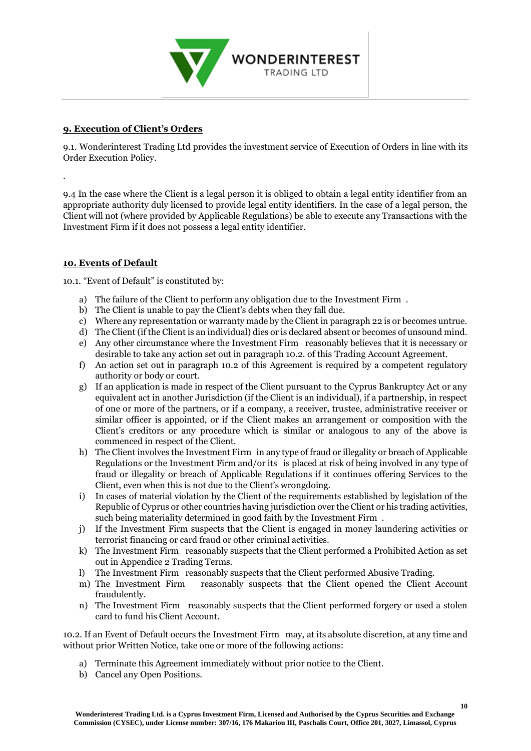## 9. Execution of Client's Orders

9.1. Wonderinterest Trading Ltd provides the investment service of Execution of Orders in line with its Order Execution Policy.

.

9.4 In the case where the Client is a legal person it is obliged to obtain a legal entity identifier from an appropriate authority duly licensed to provide legal entity identifiers. In the case of a legal person, the Client will not (where provided by Applicable Regulations) be able to execute any Transactions with the Investment Firm if it does not possess a legal entity identifier.

## 10. Events of Default

10.1. "Event of Default" is constituted by:

a) The failure of the Client to perform any obligation due to the Investment Firm .
b) The Client is unable to pay the Client's debts when they fall due.
c) Where any representation or warranty made by the Client in paragraph 22 is or becomes untrue.
d) The Client (if the Client is an individual) dies or is declared absent or becomes of unsound mind.
e) Any other circumstance where the Investment Firm reasonably believes that it is necessary or desirable to take any action set out in paragraph 10.2. of this Trading Account Agreement.
f) An action set out in paragraph 10.2 of this Agreement is required by a competent regulatory authority or body or court.
g) If an application is made in respect of the Client pursuant to the Cyprus Bankruptcy Act or any equivalent act in another Jurisdiction (if the Client is an individual), if a partnership, in respect of one or more of the partners, or if a company, a receiver, trustee, administrative receiver or similar officer is appointed, or if the Client makes an arrangement or composition with the Client's creditors or any procedure which is similar or analogous to any of the above is commenced in respect of the Client.
h) The Client involves the Investment Firm in any type of fraud or illegality or breach of Applicable Regulations or the Investment Firm and/or its is placed at risk of being involved in any type of fraud or illegality or breach of Applicable Regulations if it continues offering Services to the Client, even when this is not due to the Client's wrongdoing.
i) In cases of material violation by the Client of the requirements established by legislation of the Republic of Cyprus or other countries having jurisdiction over the Client or his trading activities, such being materiality determined in good faith by the Investment Firm .
j) If the Investment Firm suspects that the Client is engaged in money laundering activities or terrorist financing or card fraud or other criminal activities.
k) The Investment Firm reasonably suspects that the Client performed a Prohibited Action as set out in Appendice 2 Trading Terms.
l) The Investment Firm reasonably suspects that the Client performed Abusive Trading.
m) The Investment Firm reasonably suspects that the Client opened the Client Account fraudulently.
n) The Investment Firm reasonably suspects that the Client performed forgery or used a stolen card to fund his Client Account.

10.2. If an Event of Default occurs the Investment Firm may, at its absolute discretion, at any time and without prior Written Notice, take one or more of the following actions:

a) Terminate this Agreement immediately without prior notice to the Client.
b) Cancel any Open Positions.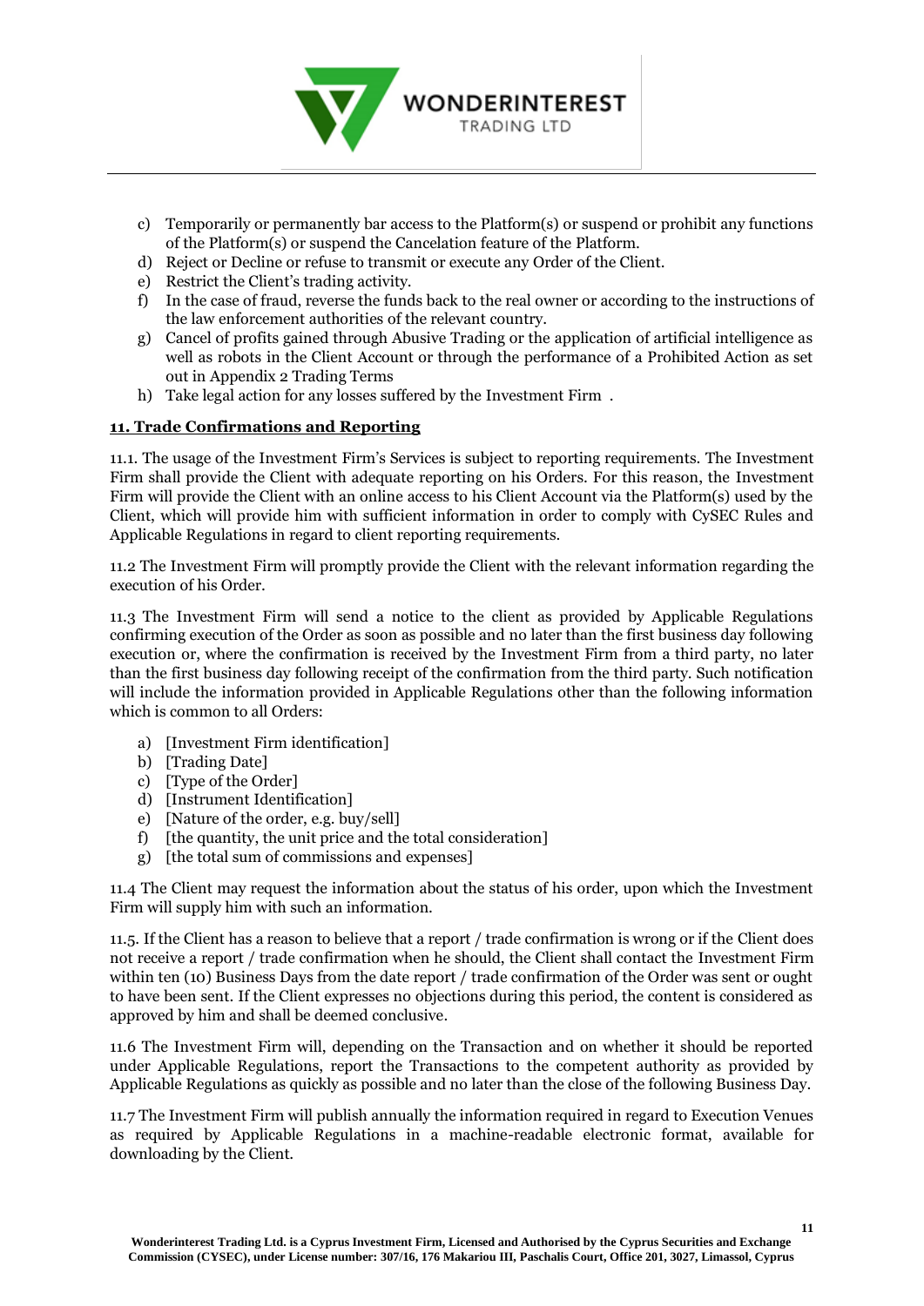c) Temporarily or permanently bar access to the Platform(s) or suspend or prohibit any functions of the Platform(s) or suspend the Cancelation feature of the Platform.
d) Reject or Decline or refuse to transmit or execute any Order of the Client.
e) Restrict the Client's trading activity.
f) In the case of fraud, reverse the funds back to the real owner or according to the instructions of the law enforcement authorities of the relevant country.
g) Cancel of profits gained through Abusive Trading or the application of artificial intelligence as well as robots in the Client Account or through the performance of a Prohibited Action as set out in Appendix 2 Trading Terms
h) Take legal action for any losses suffered by the Investment Firm .

**11. Trade Confirmations and Reporting**

11.1. The usage of the Investment Firm's Services is subject to reporting requirements. The Investment Firm shall provide the Client with adequate reporting on his Orders. For this reason, the Investment Firm will provide the Client with an online access to his Client Account via the Platform(s) used by the Client, which will provide him with sufficient information in order to comply with CySEC Rules and Applicable Regulations in regard to client reporting requirements.

11.2 The Investment Firm will promptly provide the Client with the relevant information regarding the execution of his Order.

11.3 The Investment Firm will send a notice to the client as provided by Applicable Regulations confirming execution of the Order as soon as possible and no later than the first business day following execution or, where the confirmation is received by the Investment Firm from a third party, no later than the first business day following receipt of the confirmation from the third party. Such notification will include the information provided in Applicable Regulations other than the following information which is common to all Orders:

a) [Investment Firm identification]
b) [Trading Date]
c) [Type of the Order]
d) [Instrument Identification]
e) [Nature of the order, e.g. buy/sell]
f) [the quantity, the unit price and the total consideration]
g) [the total sum of commissions and expenses]

11.4 The Client may request the information about the status of his order, upon which the Investment Firm will supply him with such an information.

11.5. If the Client has a reason to believe that a report / trade confirmation is wrong or if the Client does not receive a report / trade confirmation when he should, the Client shall contact the Investment Firm within ten (10) Business Days from the date report / trade confirmation of the Order was sent or ought to have been sent. If the Client expresses no objections during this period, the content is considered as approved by him and shall be deemed conclusive.

11.6 The Investment Firm will, depending on the Transaction and on whether it should be reported under Applicable Regulations, report the Transactions to the competent authority as provided by Applicable Regulations as quickly as possible and no later than the close of the following Business Day.

11.7 The Investment Firm will publish annually the information required in regard to Execution Venues as required by Applicable Regulations in a machine-readable electronic format, available for downloading by the Client.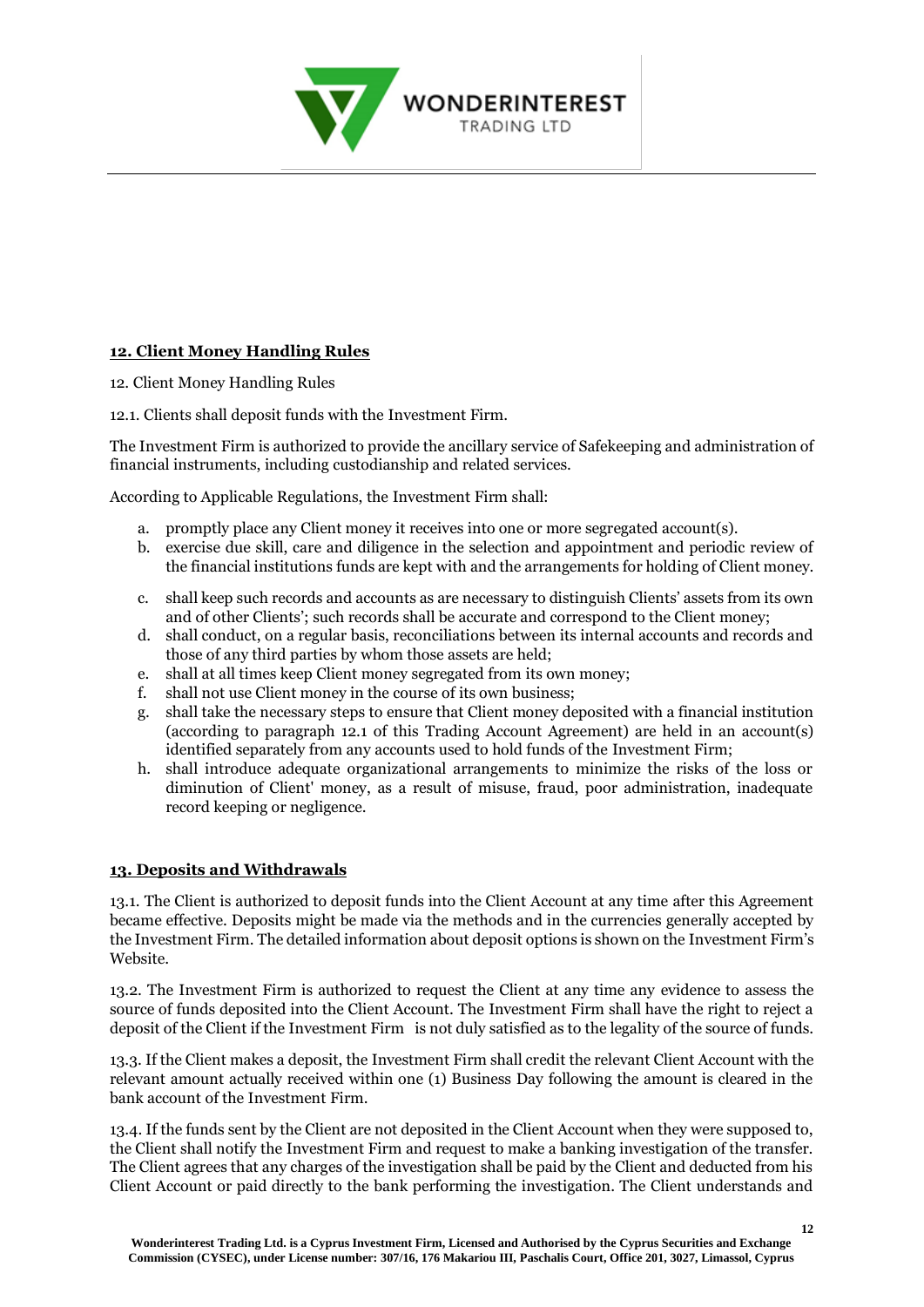## **12. Client Money Handling Rules**

12. Client Money Handling Rules

12.1. Clients shall deposit funds with the Investment Firm.

The Investment Firm is authorized to provide the ancillary service of Safekeeping and administration of financial instruments, including custodianship and related services.

According to Applicable Regulations, the Investment Firm shall:

a. promptly place any Client money it receives into one or more segregated account(s).
b. exercise due skill, care and diligence in the selection and appointment and periodic review of the financial institutions funds are kept with and the arrangements for holding of Client money.
c. shall keep such records and accounts as are necessary to distinguish Clients' assets from its own and of other Clients'; such records shall be accurate and correspond to the Client money;
d. shall conduct, on a regular basis, reconciliations between its internal accounts and records and those of any third parties by whom those assets are held;
e. shall at all times keep Client money segregated from its own money;
f. shall not use Client money in the course of its own business;
g. shall take the necessary steps to ensure that Client money deposited with a financial institution (according to paragraph 12.1 of this Trading Account Agreement) are held in an account(s) identified separately from any accounts used to hold funds of the Investment Firm;
h. shall introduce adequate organizational arrangements to minimize the risks of the loss or diminution of Client' money, as a result of misuse, fraud, poor administration, inadequate record keeping or negligence.

## **13. Deposits and Withdrawals**

13.1. The Client is authorized to deposit funds into the Client Account at any time after this Agreement became effective. Deposits might be made via the methods and in the currencies generally accepted by the Investment Firm. The detailed information about deposit options is shown on the Investment Firm's Website.

13.2. The Investment Firm is authorized to request the Client at any time any evidence to assess the source of funds deposited into the Client Account. The Investment Firm shall have the right to reject a deposit of the Client if the Investment Firm is not duly satisfied as to the legality of the source of funds.

13.3. If the Client makes a deposit, the Investment Firm shall credit the relevant Client Account with the relevant amount actually received within one (1) Business Day following the amount is cleared in the bank account of the Investment Firm.

13.4. If the funds sent by the Client are not deposited in the Client Account when they were supposed to, the Client shall notify the Investment Firm and request to make a banking investigation of the transfer. The Client agrees that any charges of the investigation shall be paid by the Client and deducted from his Client Account or paid directly to the bank performing the investigation. The Client understands and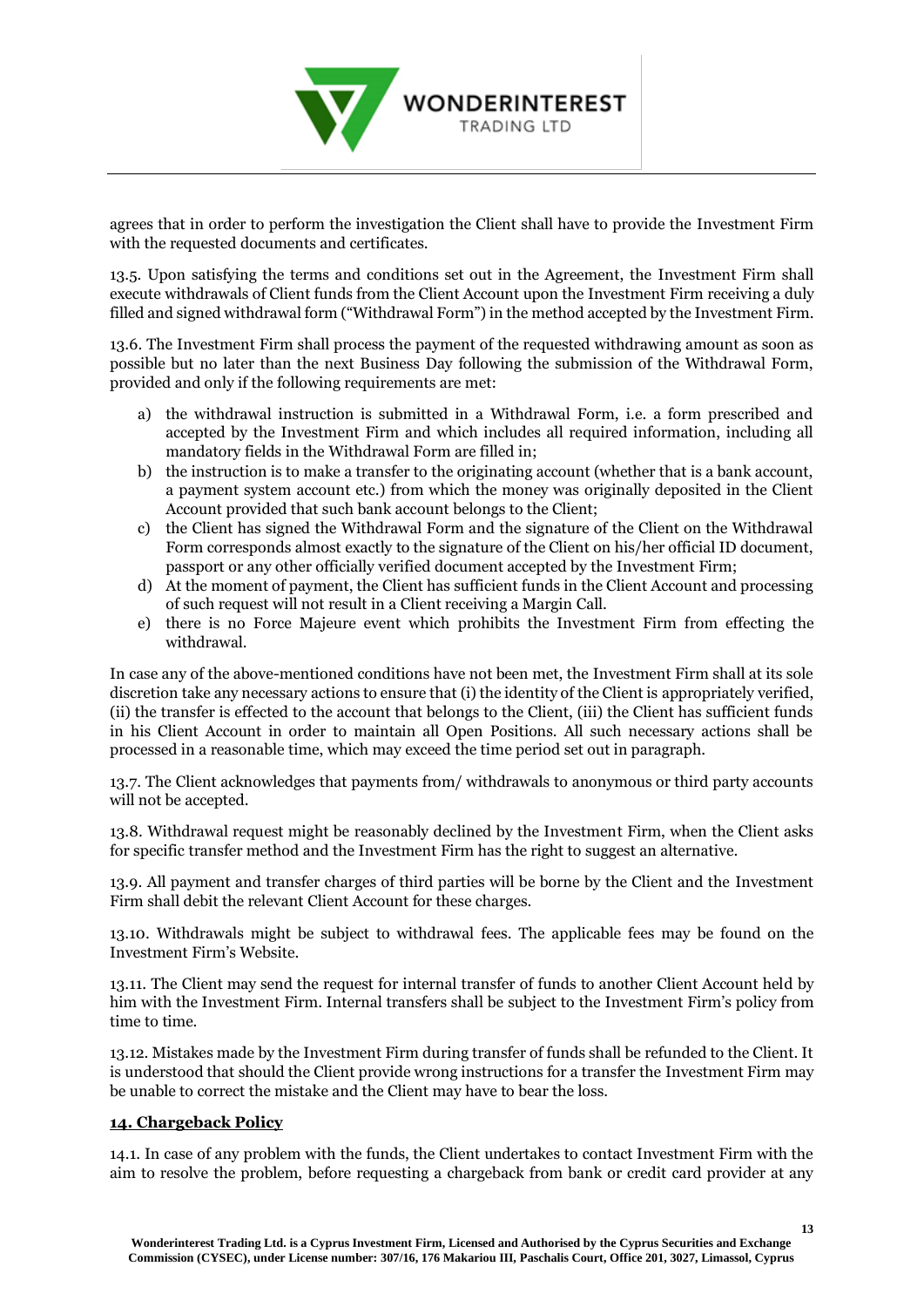agrees that in order to perform the investigation the Client shall have to provide the Investment Firm with the requested documents and certificates.

13.5. Upon satisfying the terms and conditions set out in the Agreement, the Investment Firm shall execute withdrawals of Client funds from the Client Account upon the Investment Firm receiving a duly filled and signed withdrawal form ("Withdrawal Form") in the method accepted by the Investment Firm.

13.6. The Investment Firm shall process the payment of the requested withdrawing amount as soon as possible but no later than the next Business Day following the submission of the Withdrawal Form, provided and only if the following requirements are met:

a) the withdrawal instruction is submitted in a Withdrawal Form, i.e. a form prescribed and accepted by the Investment Firm and which includes all required information, including all mandatory fields in the Withdrawal Form are filled in;
b) the instruction is to make a transfer to the originating account (whether that is a bank account, a payment system account etc.) from which the money was originally deposited in the Client Account provided that such bank account belongs to the Client;
c) the Client has signed the Withdrawal Form and the signature of the Client on the Withdrawal Form corresponds almost exactly to the signature of the Client on his/her official ID document, passport or any other officially verified document accepted by the Investment Firm;
d) At the moment of payment, the Client has sufficient funds in the Client Account and processing of such request will not result in a Client receiving a Margin Call.
e) there is no Force Majeure event which prohibits the Investment Firm from effecting the withdrawal.

In case any of the above-mentioned conditions have not been met, the Investment Firm shall at its sole discretion take any necessary actions to ensure that (i) the identity of the Client is appropriately verified, (ii) the transfer is effected to the account that belongs to the Client, (iii) the Client has sufficient funds in his Client Account in order to maintain all Open Positions. All such necessary actions shall be processed in a reasonable time, which may exceed the time period set out in paragraph.

13.7. The Client acknowledges that payments from/ withdrawals to anonymous or third party accounts will not be accepted.

13.8. Withdrawal request might be reasonably declined by the Investment Firm, when the Client asks for specific transfer method and the Investment Firm has the right to suggest an alternative.

13.9. All payment and transfer charges of third parties will be borne by the Client and the Investment Firm shall debit the relevant Client Account for these charges.

13.10. Withdrawals might be subject to withdrawal fees. The applicable fees may be found on the Investment Firm's Website.

13.11. The Client may send the request for internal transfer of funds to another Client Account held by him with the Investment Firm. Internal transfers shall be subject to the Investment Firm's policy from time to time.

13.12. Mistakes made by the Investment Firm during transfer of funds shall be refunded to the Client. It is understood that should the Client provide wrong instructions for a transfer the Investment Firm may be unable to correct the mistake and the Client may have to bear the loss.

## 14. Chargeback Policy

14.1. In case of any problem with the funds, the Client undertakes to contact Investment Firm with the aim to resolve the problem, before requesting a chargeback from bank or credit card provider at any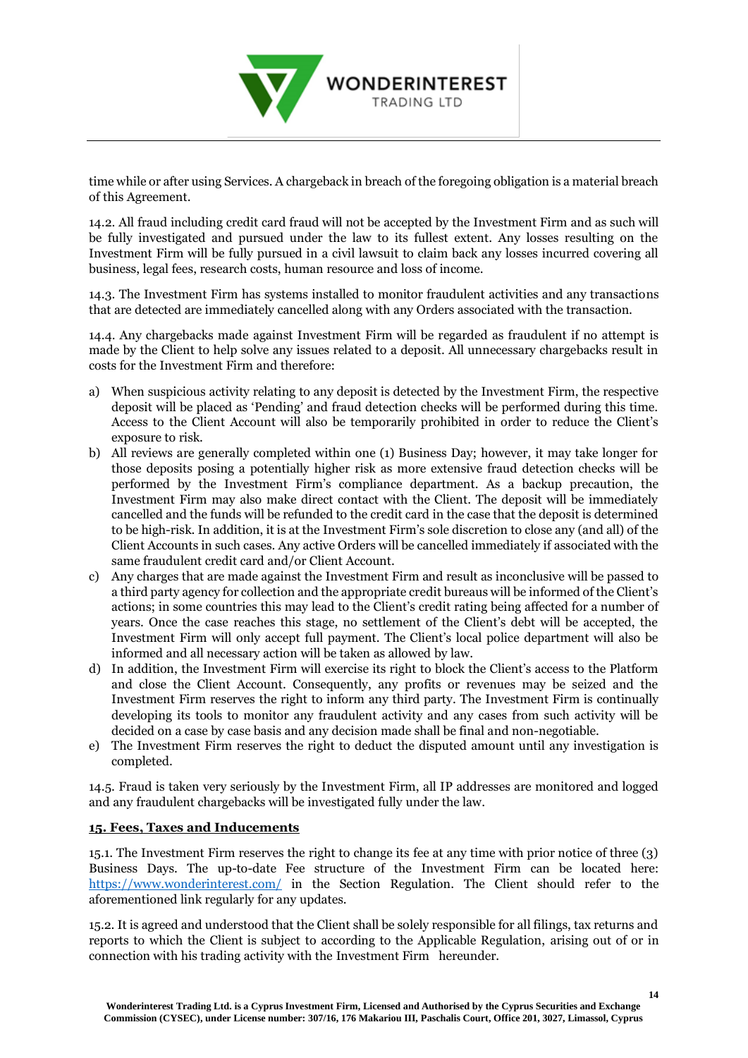time while or after using Services. A chargeback in breach of the foregoing obligation is a material breach of this Agreement.

14.2. All fraud including credit card fraud will not be accepted by the Investment Firm and as such will be fully investigated and pursued under the law to its fullest extent. Any losses resulting on the Investment Firm will be fully pursued in a civil lawsuit to claim back any losses incurred covering all business, legal fees, research costs, human resource and loss of income.

14.3. The Investment Firm has systems installed to monitor fraudulent activities and any transactions that are detected are immediately cancelled along with any Orders associated with the transaction.

14.4. Any chargebacks made against Investment Firm will be regarded as fraudulent if no attempt is made by the Client to help solve any issues related to a deposit. All unnecessary chargebacks result in costs for the Investment Firm and therefore:

a) When suspicious activity relating to any deposit is detected by the Investment Firm, the respective deposit will be placed as 'Pending' and fraud detection checks will be performed during this time. Access to the Client Account will also be temporarily prohibited in order to reduce the Client's exposure to risk.
b) All reviews are generally completed within one (1) Business Day; however, it may take longer for those deposits posing a potentially higher risk as more extensive fraud detection checks will be performed by the Investment Firm's compliance department. As a backup precaution, the Investment Firm may also make direct contact with the Client. The deposit will be immediately cancelled and the funds will be refunded to the credit card in the case that the deposit is determined to be high-risk. In addition, it is at the Investment Firm's sole discretion to close any (and all) of the Client Accounts in such cases. Any active Orders will be cancelled immediately if associated with the same fraudulent credit card and/or Client Account.
c) Any charges that are made against the Investment Firm and result as inconclusive will be passed to a third party agency for collection and the appropriate credit bureaus will be informed of the Client's actions; in some countries this may lead to the Client's credit rating being affected for a number of years. Once the case reaches this stage, no settlement of the Client's debt will be accepted, the Investment Firm will only accept full payment. The Client's local police department will also be informed and all necessary action will be taken as allowed by law.
d) In addition, the Investment Firm will exercise its right to block the Client's access to the Platform and close the Client Account. Consequently, any profits or revenues may be seized and the Investment Firm reserves the right to inform any third party. The Investment Firm is continually developing its tools to monitor any fraudulent activity and any cases from such activity will be decided on a case by case basis and any decision made shall be final and non-negotiable.
e) The Investment Firm reserves the right to deduct the disputed amount until any investigation is completed.

14.5. Fraud is taken very seriously by the Investment Firm, all IP addresses are monitored and logged and any fraudulent chargebacks will be investigated fully under the law.

## 15. Fees, Taxes and Inducements

15.1. The Investment Firm reserves the right to change its fee at any time with prior notice of three (3) Business Days. The up-to-date Fee structure of the Investment Firm can be located here: https://www.wonderinterest.com/ in the Section Regulation. The Client should refer to the aforementioned link regularly for any updates.

15.2. It is agreed and understood that the Client shall be solely responsible for all filings, tax returns and reports to which the Client is subject to according to the Applicable Regulation, arising out of or in connection with his trading activity with the Investment Firm hereunder.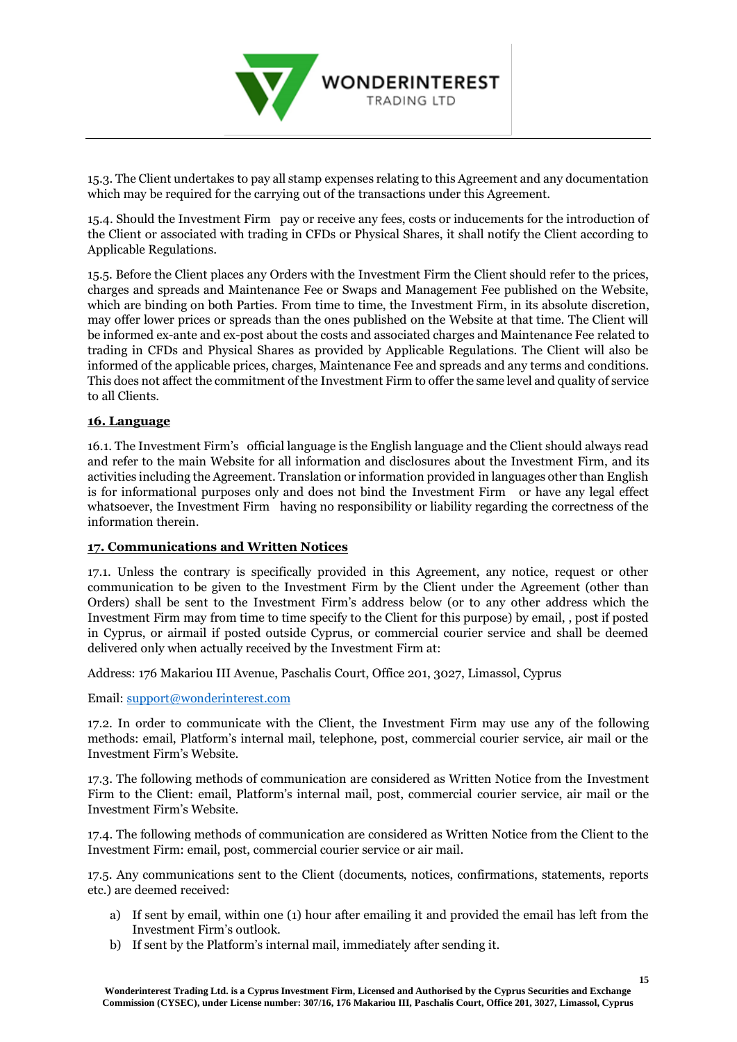15.3. The Client undertakes to pay all stamp expenses relating to this Agreement and any documentation which may be required for the carrying out of the transactions under this Agreement.

15.4. Should the Investment Firm pay or receive any fees, costs or inducements for the introduction of the Client or associated with trading in CFDs or Physical Shares, it shall notify the Client according to Applicable Regulations.

15.5. Before the Client places any Orders with the Investment Firm the Client should refer to the prices, charges and spreads and Maintenance Fee or Swaps and Management Fee published on the Website, which are binding on both Parties. From time to time, the Investment Firm, in its absolute discretion, may offer lower prices or spreads than the ones published on the Website at that time. The Client will be informed ex-ante and ex-post about the costs and associated charges and Maintenance Fee related to trading in CFDs and Physical Shares as provided by Applicable Regulations. The Client will also be informed of the applicable prices, charges, Maintenance Fee and spreads and any terms and conditions. This does not affect the commitment of the Investment Firm to offer the same level and quality of service to all Clients.

## 16. Language

16.1. The Investment Firm's official language is the English language and the Client should always read and refer to the main Website for all information and disclosures about the Investment Firm, and its activities including the Agreement. Translation or information provided in languages other than English is for informational purposes only and does not bind the Investment Firm or have any legal effect whatsoever, the Investment Firm having no responsibility or liability regarding the correctness of the information therein.

## 17. Communications and Written Notices

17.1. Unless the contrary is specifically provided in this Agreement, any notice, request or other communication to be given to the Investment Firm by the Client under the Agreement (other than Orders) shall be sent to the Investment Firm's address below (or to any other address which the Investment Firm may from time to time specify to the Client for this purpose) by email, , post if posted in Cyprus, or airmail if posted outside Cyprus, or commercial courier service and shall be deemed delivered only when actually received by the Investment Firm at:

Address: 176 Makariou III Avenue, Paschalis Court, Office 201, 3027, Limassol, Cyprus

Email: support@wonderinterest.com

17.2. In order to communicate with the Client, the Investment Firm may use any of the following methods: email, Platform's internal mail, telephone, post, commercial courier service, air mail or the Investment Firm's Website.

17.3. The following methods of communication are considered as Written Notice from the Investment Firm to the Client: email, Platform's internal mail, post, commercial courier service, air mail or the Investment Firm's Website.

17.4. The following methods of communication are considered as Written Notice from the Client to the Investment Firm: email, post, commercial courier service or air mail.

17.5. Any communications sent to the Client (documents, notices, confirmations, statements, reports etc.) are deemed received:

a) If sent by email, within one (1) hour after emailing it and provided the email has left from the Investment Firm's outlook.
b) If sent by the Platform's internal mail, immediately after sending it.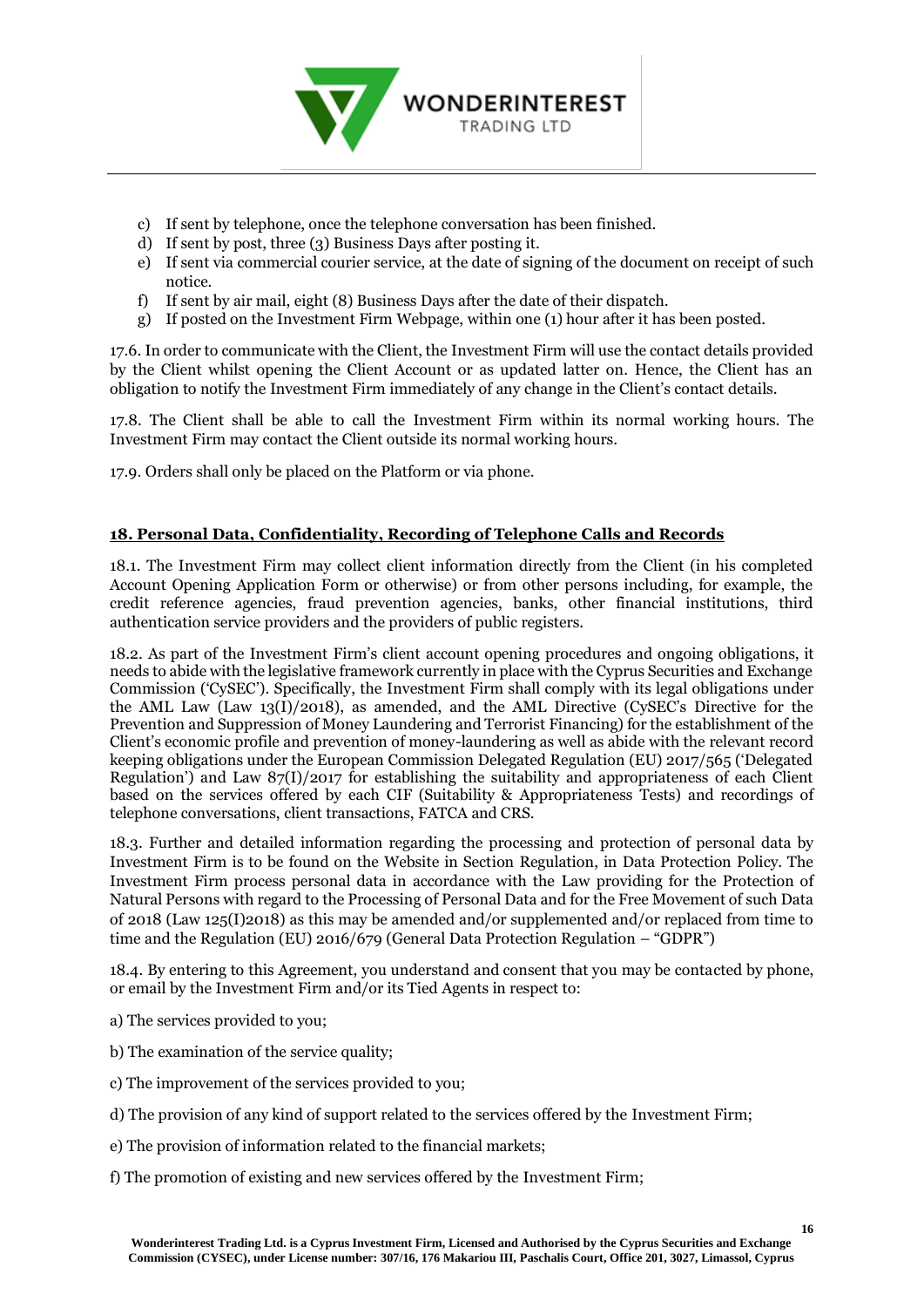c) If sent by telephone, once the telephone conversation has been finished.
d) If sent by post, three (3) Business Days after posting it.
e) If sent via commercial courier service, at the date of signing of the document on receipt of such notice.
f) If sent by air mail, eight (8) Business Days after the date of their dispatch.
g) If posted on the Investment Firm Webpage, within one (1) hour after it has been posted.

17.6. In order to communicate with the Client, the Investment Firm will use the contact details provided by the Client whilst opening the Client Account or as updated latter on. Hence, the Client has an obligation to notify the Investment Firm immediately of any change in the Client's contact details.

17.8. The Client shall be able to call the Investment Firm within its normal working hours. The Investment Firm may contact the Client outside its normal working hours.

17.9. Orders shall only be placed on the Platform or via phone.

## 18. Personal Data, Confidentiality, Recording of Telephone Calls and Records

18.1. The Investment Firm may collect client information directly from the Client (in his completed Account Opening Application Form or otherwise) or from other persons including, for example, the credit reference agencies, fraud prevention agencies, banks, other financial institutions, third authentication service providers and the providers of public registers.

18.2. As part of the Investment Firm's client account opening procedures and ongoing obligations, it needs to abide with the legislative framework currently in place with the Cyprus Securities and Exchange Commission ('CySEC'). Specifically, the Investment Firm shall comply with its legal obligations under the AML Law (Law 13(I)/2018), as amended, and the AML Directive (CySEC's Directive for the Prevention and Suppression of Money Laundering and Terrorist Financing) for the establishment of the Client's economic profile and prevention of money-laundering as well as abide with the relevant record keeping obligations under the European Commission Delegated Regulation (EU) 2017/565 ('Delegated Regulation') and Law 87(I)/2017 for establishing the suitability and appropriateness of each Client based on the services offered by each CIF (Suitability & Appropriateness Tests) and recordings of telephone conversations, client transactions, FATCA and CRS.

18.3. Further and detailed information regarding the processing and protection of personal data by Investment Firm is to be found on the Website in Section Regulation, in Data Protection Policy. The Investment Firm process personal data in accordance with the Law providing for the Protection of Natural Persons with regard to the Processing of Personal Data and for the Free Movement of such Data of 2018 (Law 125(I)2018) as this may be amended and/or supplemented and/or replaced from time to time and the Regulation (EU) 2016/679 (General Data Protection Regulation – "GDPR")

18.4. By entering to this Agreement, you understand and consent that you may be contacted by phone, or email by the Investment Firm and/or its Tied Agents in respect to:

a) The services provided to you;

b) The examination of the service quality;

c) The improvement of the services provided to you;

d) The provision of any kind of support related to the services offered by the Investment Firm;

e) The provision of information related to the financial markets;

f) The promotion of existing and new services offered by the Investment Firm;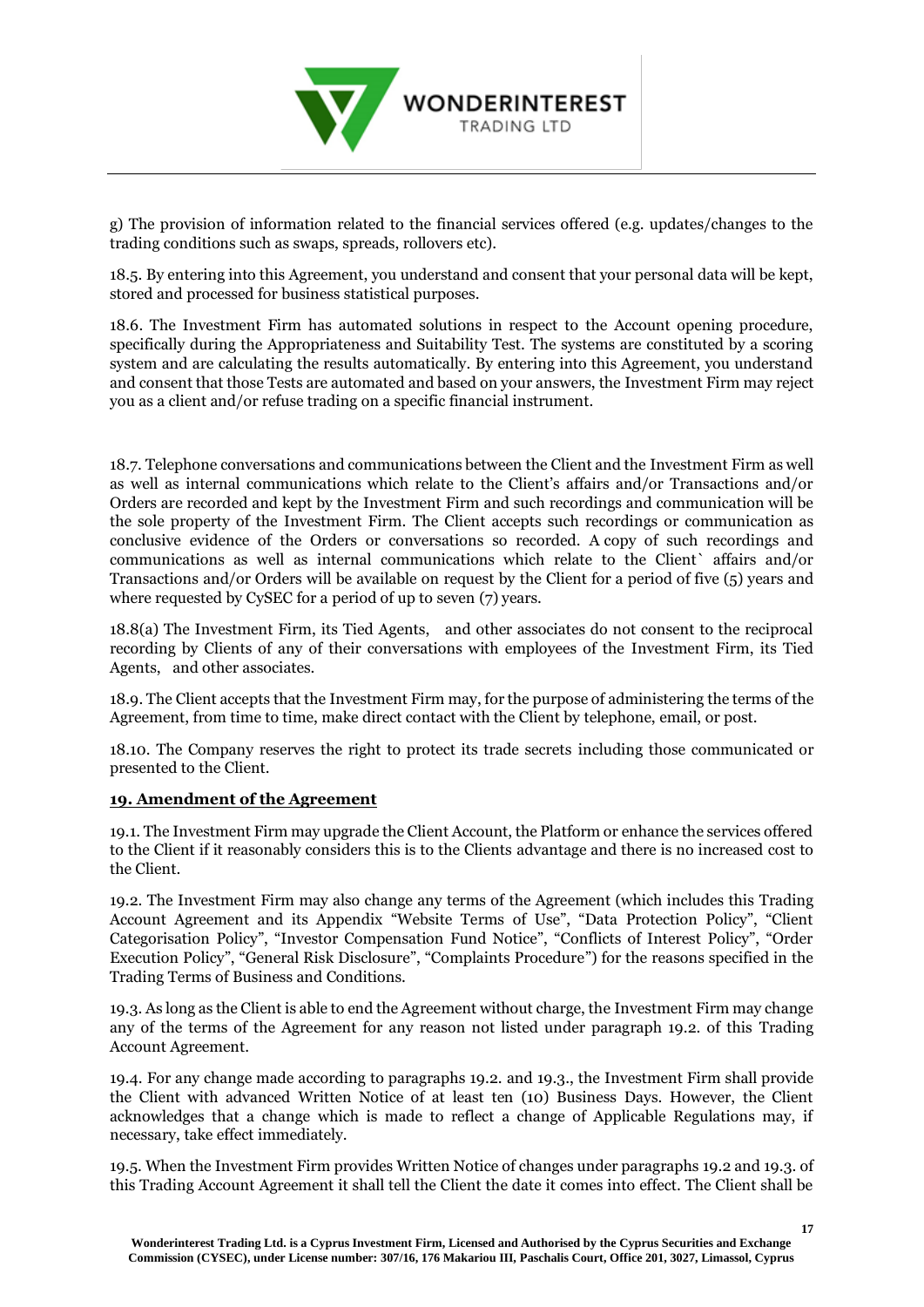g) The provision of information related to the financial services offered (e.g. updates/changes to the trading conditions such as swaps, spreads, rollovers etc).

18.5. By entering into this Agreement, you understand and consent that your personal data will be kept, stored and processed for business statistical purposes.

18.6. The Investment Firm has automated solutions in respect to the Account opening procedure, specifically during the Appropriateness and Suitability Test. The systems are constituted by a scoring system and are calculating the results automatically. By entering into this Agreement, you understand and consent that those Tests are automated and based on your answers, the Investment Firm may reject you as a client and/or refuse trading on a specific financial instrument.

18.7. Telephone conversations and communications between the Client and the Investment Firm as well as well as internal communications which relate to the Client's affairs and/or Transactions and/or Orders are recorded and kept by the Investment Firm and such recordings and communication will be the sole property of the Investment Firm. The Client accepts such recordings or communication as conclusive evidence of the Orders or conversations so recorded. A copy of such recordings and communications as well as internal communications which relate to the Client` affairs and/or Transactions and/or Orders will be available on request by the Client for a period of five (5) years and where requested by CySEC for a period of up to seven (7) years.

18.8(a) The Investment Firm, its Tied Agents, and other associates do not consent to the reciprocal recording by Clients of any of their conversations with employees of the Investment Firm, its Tied Agents, and other associates.

18.9. The Client accepts that the Investment Firm may, for the purpose of administering the terms of the Agreement, from time to time, make direct contact with the Client by telephone, email, or post.

18.10. The Company reserves the right to protect its trade secrets including those communicated or presented to the Client.

## 19. Amendment of the Agreement

19.1. The Investment Firm may upgrade the Client Account, the Platform or enhance the services offered to the Client if it reasonably considers this is to the Clients advantage and there is no increased cost to the Client.

19.2. The Investment Firm may also change any terms of the Agreement (which includes this Trading Account Agreement and its Appendix "Website Terms of Use", "Data Protection Policy", "Client Categorisation Policy", "Investor Compensation Fund Notice", "Conflicts of Interest Policy", "Order Execution Policy", "General Risk Disclosure", "Complaints Procedure") for the reasons specified in the Trading Terms of Business and Conditions.

19.3. As long as the Client is able to end the Agreement without charge, the Investment Firm may change any of the terms of the Agreement for any reason not listed under paragraph 19.2. of this Trading Account Agreement.

19.4. For any change made according to paragraphs 19.2. and 19.3., the Investment Firm shall provide the Client with advanced Written Notice of at least ten (10) Business Days. However, the Client acknowledges that a change which is made to reflect a change of Applicable Regulations may, if necessary, take effect immediately.

19.5. When the Investment Firm provides Written Notice of changes under paragraphs 19.2 and 19.3. of this Trading Account Agreement it shall tell the Client the date it comes into effect. The Client shall be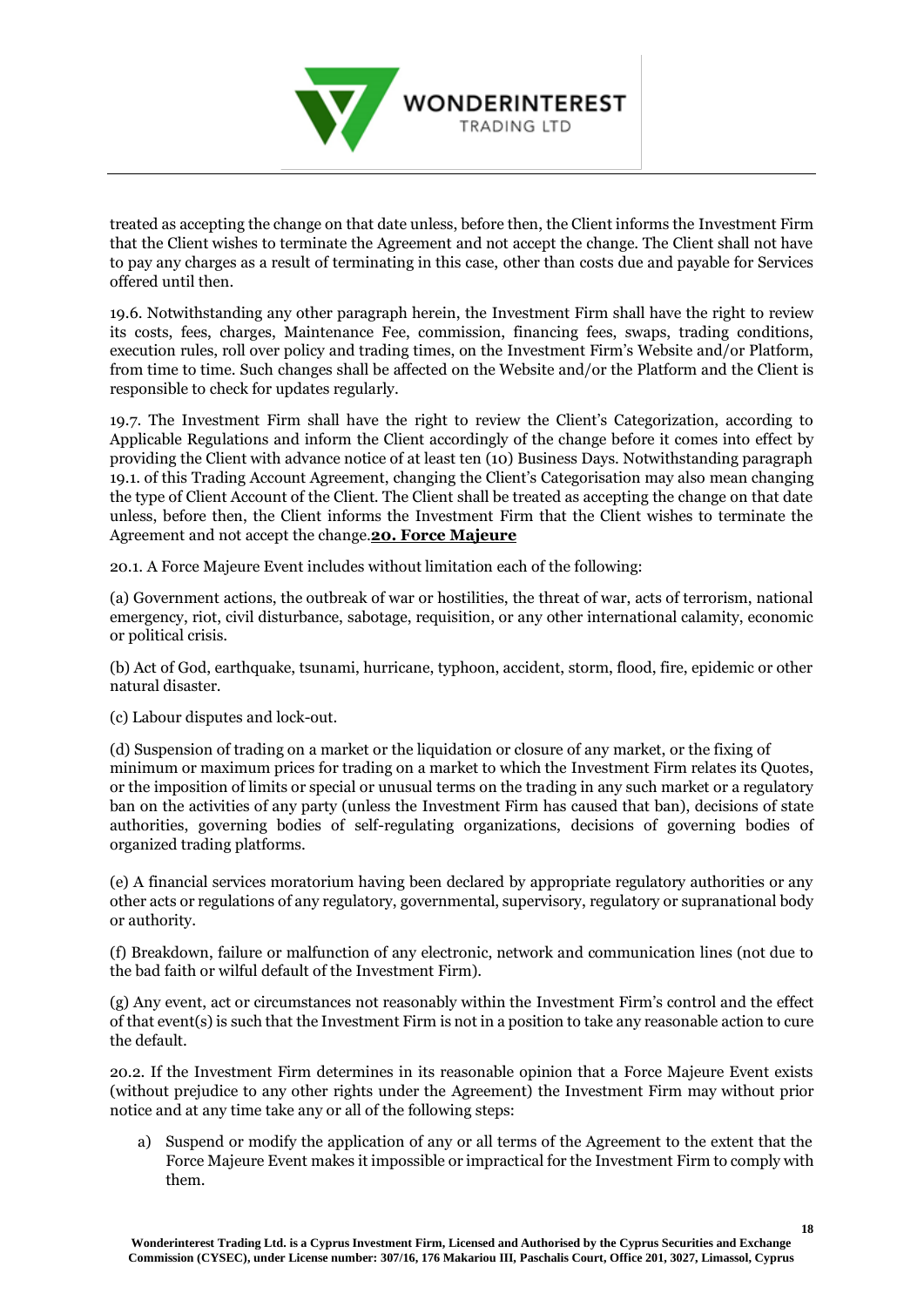treated as accepting the change on that date unless, before then, the Client informs the Investment Firm that the Client wishes to terminate the Agreement and not accept the change. The Client shall not have to pay any charges as a result of terminating in this case, other than costs due and payable for Services offered until then.

19.6. Notwithstanding any other paragraph herein, the Investment Firm shall have the right to review its costs, fees, charges, Maintenance Fee, commission, financing fees, swaps, trading conditions, execution rules, roll over policy and trading times, on the Investment Firm's Website and/or Platform, from time to time. Such changes shall be affected on the Website and/or the Platform and the Client is responsible to check for updates regularly.

19.7. The Investment Firm shall have the right to review the Client's Categorization, according to Applicable Regulations and inform the Client accordingly of the change before it comes into effect by providing the Client with advance notice of at least ten (10) Business Days. Notwithstanding paragraph 19.1. of this Trading Account Agreement, changing the Client's Categorisation may also mean changing the type of Client Account of the Client. The Client shall be treated as accepting the change on that date unless, before then, the Client informs the Investment Firm that the Client wishes to terminate the Agreement and not accept the change.

## 20. Force Majeure

20.1. A Force Majeure Event includes without limitation each of the following:

(a) Government actions, the outbreak of war or hostilities, the threat of war, acts of terrorism, national emergency, riot, civil disturbance, sabotage, requisition, or any other international calamity, economic or political crisis.

(b) Act of God, earthquake, tsunami, hurricane, typhoon, accident, storm, flood, fire, epidemic or other natural disaster.

(c) Labour disputes and lock-out.

(d) Suspension of trading on a market or the liquidation or closure of any market, or the fixing of minimum or maximum prices for trading on a market to which the Investment Firm relates its Quotes, or the imposition of limits or special or unusual terms on the trading in any such market or a regulatory ban on the activities of any party (unless the Investment Firm has caused that ban), decisions of state authorities, governing bodies of self-regulating organizations, decisions of governing bodies of organized trading platforms.

(e) A financial services moratorium having been declared by appropriate regulatory authorities or any other acts or regulations of any regulatory, governmental, supervisory, regulatory or supranational body or authority.

(f) Breakdown, failure or malfunction of any electronic, network and communication lines (not due to the bad faith or wilful default of the Investment Firm).

(g) Any event, act or circumstances not reasonably within the Investment Firm's control and the effect of that event(s) is such that the Investment Firm is not in a position to take any reasonable action to cure the default.

20.2. If the Investment Firm determines in its reasonable opinion that a Force Majeure Event exists (without prejudice to any other rights under the Agreement) the Investment Firm may without prior notice and at any time take any or all of the following steps:

a) Suspend or modify the application of any or all terms of the Agreement to the extent that the Force Majeure Event makes it impossible or impractical for the Investment Firm to comply with them.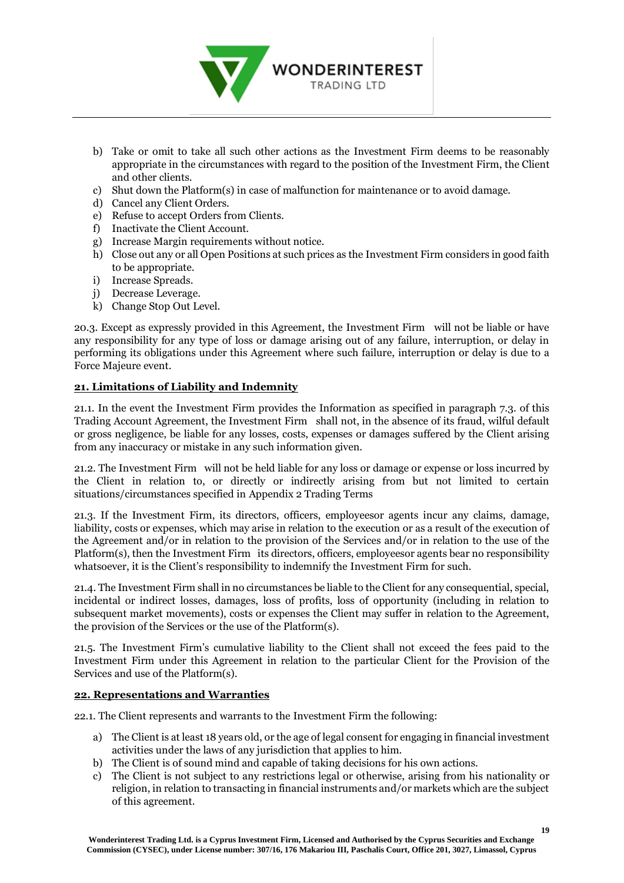b) Take or omit to take all such other actions as the Investment Firm deems to be reasonably appropriate in the circumstances with regard to the position of the Investment Firm, the Client and other clients.
c) Shut down the Platform(s) in case of malfunction for maintenance or to avoid damage.
d) Cancel any Client Orders.
e) Refuse to accept Orders from Clients.
f) Inactivate the Client Account.
g) Increase Margin requirements without notice.
h) Close out any or all Open Positions at such prices as the Investment Firm considers in good faith to be appropriate.
i) Increase Spreads.
j) Decrease Leverage.
k) Change Stop Out Level.

20.3. Except as expressly provided in this Agreement, the Investment Firm will not be liable or have any responsibility for any type of loss or damage arising out of any failure, interruption, or delay in performing its obligations under this Agreement where such failure, interruption or delay is due to a Force Majeure event.

## 21. Limitations of Liability and Indemnity

21.1. In the event the Investment Firm provides the Information as specified in paragraph 7.3. of this Trading Account Agreement, the Investment Firm shall not, in the absence of its fraud, wilful default or gross negligence, be liable for any losses, costs, expenses or damages suffered by the Client arising from any inaccuracy or mistake in any such information given.

21.2. The Investment Firm will not be held liable for any loss or damage or expense or loss incurred by the Client in relation to, or directly or indirectly arising from but not limited to certain situations/circumstances specified in Appendix 2 Trading Terms

21.3. If the Investment Firm, its directors, officers, employeesor agents incur any claims, damage, liability, costs or expenses, which may arise in relation to the execution or as a result of the execution of the Agreement and/or in relation to the provision of the Services and/or in relation to the use of the Platform(s), then the Investment Firm its directors, officers, employeesor agents bear no responsibility whatsoever, it is the Client's responsibility to indemnify the Investment Firm for such.

21.4. The Investment Firm shall in no circumstances be liable to the Client for any consequential, special, incidental or indirect losses, damages, loss of profits, loss of opportunity (including in relation to subsequent market movements), costs or expenses the Client may suffer in relation to the Agreement, the provision of the Services or the use of the Platform(s).

21.5. The Investment Firm's cumulative liability to the Client shall not exceed the fees paid to the Investment Firm under this Agreement in relation to the particular Client for the Provision of the Services and use of the Platform(s).

## 22. Representations and Warranties

22.1. The Client represents and warrants to the Investment Firm the following:

a) The Client is at least 18 years old, or the age of legal consent for engaging in financial investment activities under the laws of any jurisdiction that applies to him.
b) The Client is of sound mind and capable of taking decisions for his own actions.
c) The Client is not subject to any restrictions legal or otherwise, arising from his nationality or religion, in relation to transacting in financial instruments and/or markets which are the subject of this agreement.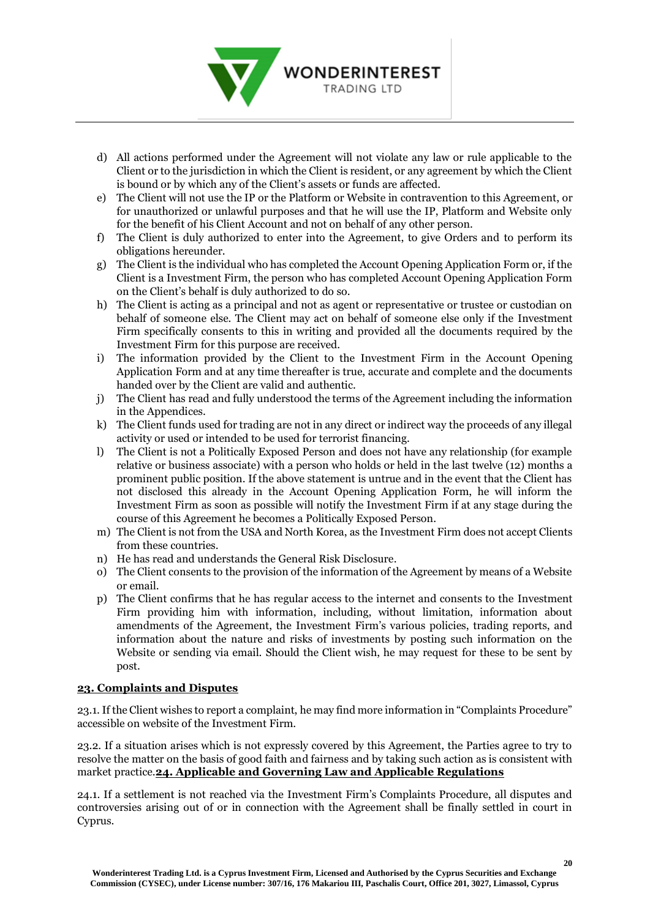d) All actions performed under the Agreement will not violate any law or rule applicable to the Client or to the jurisdiction in which the Client is resident, or any agreement by which the Client is bound or by which any of the Client's assets or funds are affected.
e) The Client will not use the IP or the Platform or Website in contravention to this Agreement, or for unauthorized or unlawful purposes and that he will use the IP, Platform and Website only for the benefit of his Client Account and not on behalf of any other person.
f) The Client is duly authorized to enter into the Agreement, to give Orders and to perform its obligations hereunder.
g) The Client is the individual who has completed the Account Opening Application Form or, if the Client is a Investment Firm, the person who has completed Account Opening Application Form on the Client's behalf is duly authorized to do so.
h) The Client is acting as a principal and not as agent or representative or trustee or custodian on behalf of someone else. The Client may act on behalf of someone else only if the Investment Firm specifically consents to this in writing and provided all the documents required by the Investment Firm for this purpose are received.
i) The information provided by the Client to the Investment Firm in the Account Opening Application Form and at any time thereafter is true, accurate and complete and the documents handed over by the Client are valid and authentic.
j) The Client has read and fully understood the terms of the Agreement including the information in the Appendices.
k) The Client funds used for trading are not in any direct or indirect way the proceeds of any illegal activity or used or intended to be used for terrorist financing.
l) The Client is not a Politically Exposed Person and does not have any relationship (for example relative or business associate) with a person who holds or held in the last twelve (12) months a prominent public position. If the above statement is untrue and in the event that the Client has not disclosed this already in the Account Opening Application Form, he will inform the Investment Firm as soon as possible will notify the Investment Firm if at any stage during the course of this Agreement he becomes a Politically Exposed Person.
m) The Client is not from the USA and North Korea, as the Investment Firm does not accept Clients from these countries.
n) He has read and understands the General Risk Disclosure.
o) The Client consents to the provision of the information of the Agreement by means of a Website or email.
p) The Client confirms that he has regular access to the internet and consents to the Investment Firm providing him with information, including, without limitation, information about amendments of the Agreement, the Investment Firm's various policies, trading reports, and information about the nature and risks of investments by posting such information on the Website or sending via email. Should the Client wish, he may request for these to be sent by post.

## 23. Complaints and Disputes

23.1. If the Client wishes to report a complaint, he may find more information in "Complaints Procedure" accessible on website of the Investment Firm.

23.2. If a situation arises which is not expressly covered by this Agreement, the Parties agree to try to resolve the matter on the basis of good faith and fairness and by taking such action as is consistent with market practice.

## 24. Applicable and Governing Law and Applicable Regulations

24.1. If a settlement is not reached via the Investment Firm's Complaints Procedure, all disputes and controversies arising out of or in connection with the Agreement shall be finally settled in court in Cyprus.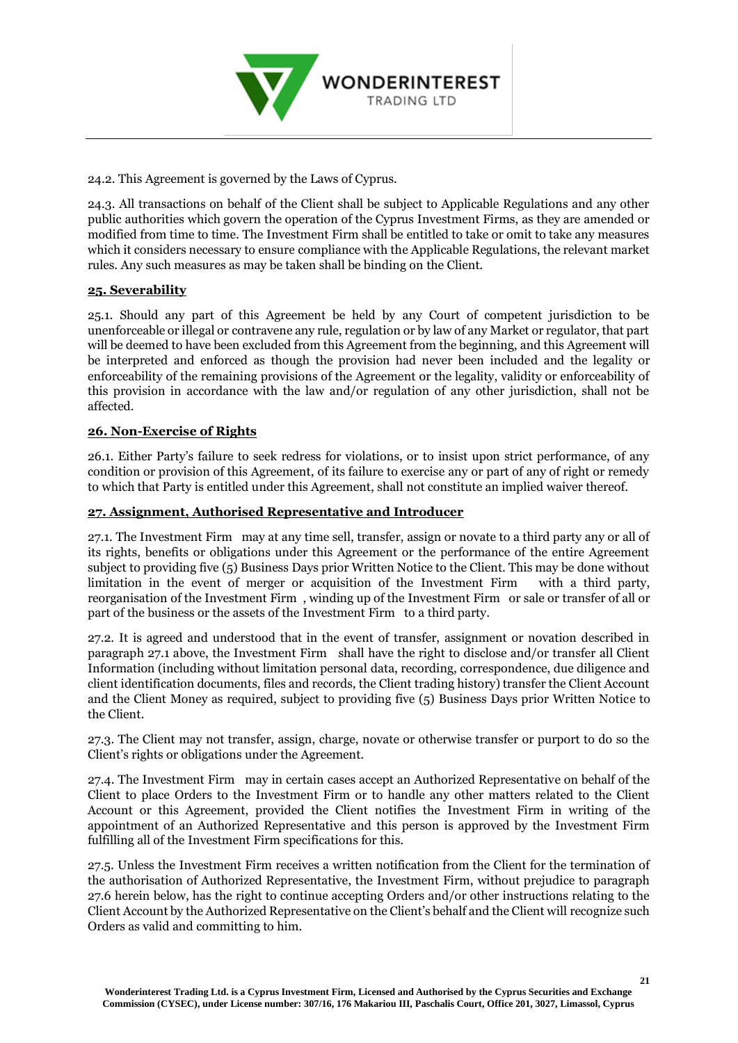24.2. This Agreement is governed by the Laws of Cyprus.

24.3. All transactions on behalf of the Client shall be subject to Applicable Regulations and any other public authorities which govern the operation of the Cyprus Investment Firms, as they are amended or modified from time to time. The Investment Firm shall be entitled to take or omit to take any measures which it considers necessary to ensure compliance with the Applicable Regulations, the relevant market rules. Any such measures as may be taken shall be binding on the Client.

## 25. Severability

25.1. Should any part of this Agreement be held by any Court of competent jurisdiction to be unenforceable or illegal or contravene any rule, regulation or by law of any Market or regulator, that part will be deemed to have been excluded from this Agreement from the beginning, and this Agreement will be interpreted and enforced as though the provision had never been included and the legality or enforceability of the remaining provisions of the Agreement or the legality, validity or enforceability of this provision in accordance with the law and/or regulation of any other jurisdiction, shall not be affected.

## 26. Non-Exercise of Rights

26.1. Either Party's failure to seek redress for violations, or to insist upon strict performance, of any condition or provision of this Agreement, of its failure to exercise any or part of any of right or remedy to which that Party is entitled under this Agreement, shall not constitute an implied waiver thereof.

## 27. Assignment, Authorised Representative and Introducer

27.1. The Investment Firm may at any time sell, transfer, assign or novate to a third party any or all of its rights, benefits or obligations under this Agreement or the performance of the entire Agreement subject to providing five (5) Business Days prior Written Notice to the Client. This may be done without limitation in the event of merger or acquisition of the Investment Firm with a third party, reorganisation of the Investment Firm, winding up of the Investment Firm or sale or transfer of all or part of the business or the assets of the Investment Firm to a third party.

27.2. It is agreed and understood that in the event of transfer, assignment or novation described in paragraph 27.1 above, the Investment Firm shall have the right to disclose and/or transfer all Client Information (including without limitation personal data, recording, correspondence, due diligence and client identification documents, files and records, the Client trading history) transfer the Client Account and the Client Money as required, subject to providing five (5) Business Days prior Written Notice to the Client.

27.3. The Client may not transfer, assign, charge, novate or otherwise transfer or purport to do so the Client's rights or obligations under the Agreement.

27.4. The Investment Firm may in certain cases accept an Authorized Representative on behalf of the Client to place Orders to the Investment Firm or to handle any other matters related to the Client Account or this Agreement, provided the Client notifies the Investment Firm in writing of the appointment of an Authorized Representative and this person is approved by the Investment Firm fulfilling all of the Investment Firm specifications for this.

27.5. Unless the Investment Firm receives a written notification from the Client for the termination of the authorisation of Authorized Representative, the Investment Firm, without prejudice to paragraph 27.6 herein below, has the right to continue accepting Orders and/or other instructions relating to the Client Account by the Authorized Representative on the Client's behalf and the Client will recognize such Orders as valid and committing to him.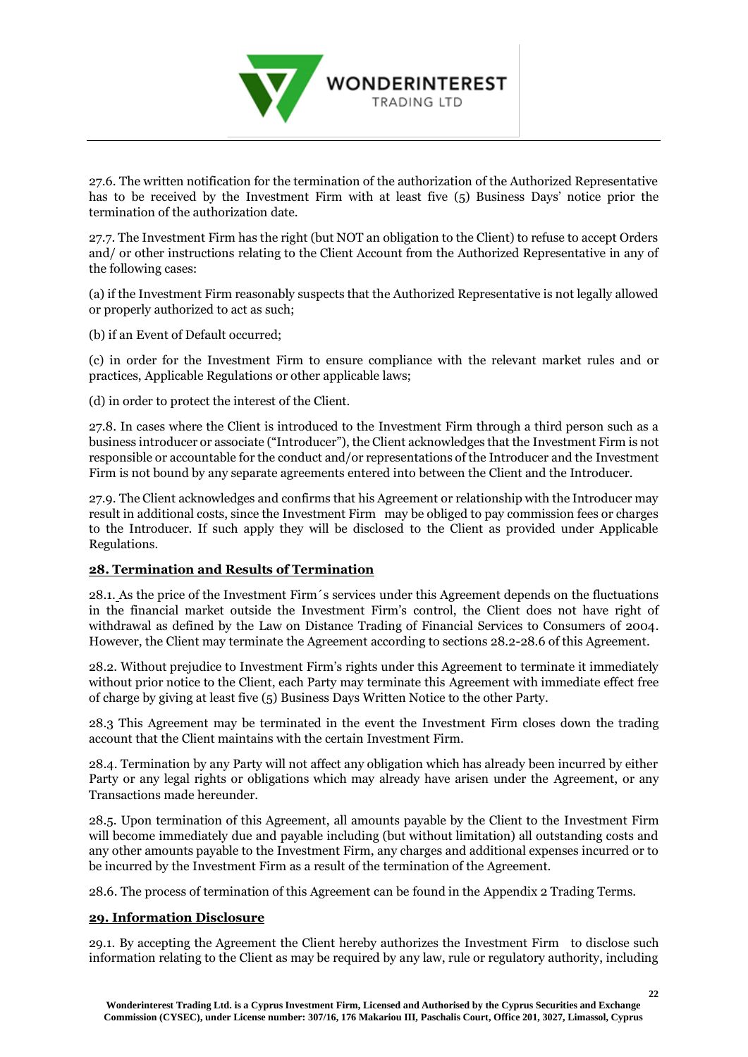27.6. The written notification for the termination of the authorization of the Authorized Representative has to be received by the Investment Firm with at least five (5) Business Days' notice prior the termination of the authorization date.

27.7. The Investment Firm has the right (but NOT an obligation to the Client) to refuse to accept Orders and/ or other instructions relating to the Client Account from the Authorized Representative in any of the following cases:

(a) if the Investment Firm reasonably suspects that the Authorized Representative is not legally allowed or properly authorized to act as such;

(b) if an Event of Default occurred;

(c) in order for the Investment Firm to ensure compliance with the relevant market rules and or practices, Applicable Regulations or other applicable laws;

(d) in order to protect the interest of the Client.

27.8. In cases where the Client is introduced to the Investment Firm through a third person such as a business introducer or associate ("Introducer"), the Client acknowledges that the Investment Firm is not responsible or accountable for the conduct and/or representations of the Introducer and the Investment Firm is not bound by any separate agreements entered into between the Client and the Introducer.

27.9. The Client acknowledges and confirms that his Agreement or relationship with the Introducer may result in additional costs, since the Investment Firm may be obliged to pay commission fees or charges to the Introducer. If such apply they will be disclosed to the Client as provided under Applicable Regulations.

## 28. Termination and Results of Termination

28.1. As the price of the Investment Firm´s services under this Agreement depends on the fluctuations in the financial market outside the Investment Firm's control, the Client does not have right of withdrawal as defined by the Law on Distance Trading of Financial Services to Consumers of 2004. However, the Client may terminate the Agreement according to sections 28.2-28.6 of this Agreement.

28.2. Without prejudice to Investment Firm's rights under this Agreement to terminate it immediately without prior notice to the Client, each Party may terminate this Agreement with immediate effect free of charge by giving at least five (5) Business Days Written Notice to the other Party.

28.3 This Agreement may be terminated in the event the Investment Firm closes down the trading account that the Client maintains with the certain Investment Firm.

28.4. Termination by any Party will not affect any obligation which has already been incurred by either Party or any legal rights or obligations which may already have arisen under the Agreement, or any Transactions made hereunder.

28.5. Upon termination of this Agreement, all amounts payable by the Client to the Investment Firm will become immediately due and payable including (but without limitation) all outstanding costs and any other amounts payable to the Investment Firm, any charges and additional expenses incurred or to be incurred by the Investment Firm as a result of the termination of the Agreement.

28.6. The process of termination of this Agreement can be found in the Appendix 2 Trading Terms.

## 29. Information Disclosure

29.1. By accepting the Agreement the Client hereby authorizes the Investment Firm to disclose such information relating to the Client as may be required by any law, rule or regulatory authority, including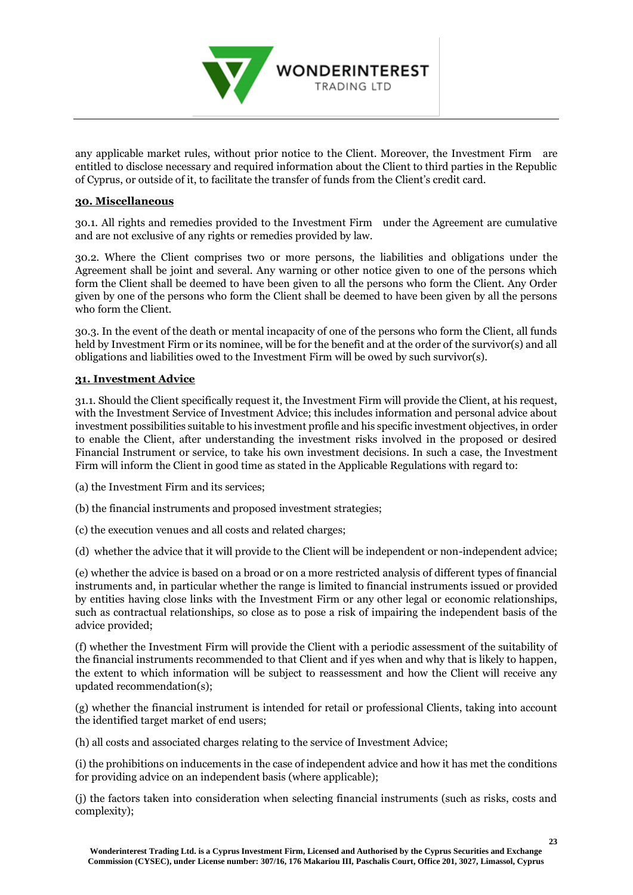any applicable market rules, without prior notice to the Client. Moreover, the Investment Firm are entitled to disclose necessary and required information about the Client to third parties in the Republic of Cyprus, or outside of it, to facilitate the transfer of funds from the Client's credit card.

## 30. Miscellaneous

30.1. All rights and remedies provided to the Investment Firm under the Agreement are cumulative and are not exclusive of any rights or remedies provided by law.

30.2. Where the Client comprises two or more persons, the liabilities and obligations under the Agreement shall be joint and several. Any warning or other notice given to one of the persons which form the Client shall be deemed to have been given to all the persons who form the Client. Any Order given by one of the persons who form the Client shall be deemed to have been given by all the persons who form the Client.

30.3. In the event of the death or mental incapacity of one of the persons who form the Client, all funds held by Investment Firm or its nominee, will be for the benefit and at the order of the survivor(s) and all obligations and liabilities owed to the Investment Firm will be owed by such survivor(s).

## 31. Investment Advice

31.1. Should the Client specifically request it, the Investment Firm will provide the Client, at his request, with the Investment Service of Investment Advice; this includes information and personal advice about investment possibilities suitable to his investment profile and his specific investment objectives, in order to enable the Client, after understanding the investment risks involved in the proposed or desired Financial Instrument or service, to take his own investment decisions. In such a case, the Investment Firm will inform the Client in good time as stated in the Applicable Regulations with regard to:

(a) the Investment Firm and its services;

(b) the financial instruments and proposed investment strategies;

(c) the execution venues and all costs and related charges;

(d) whether the advice that it will provide to the Client will be independent or non-independent advice;

(e) whether the advice is based on a broad or on a more restricted analysis of different types of financial instruments and, in particular whether the range is limited to financial instruments issued or provided by entities having close links with the Investment Firm or any other legal or economic relationships, such as contractual relationships, so close as to pose a risk of impairing the independent basis of the advice provided;

(f) whether the Investment Firm will provide the Client with a periodic assessment of the suitability of the financial instruments recommended to that Client and if yes when and why that is likely to happen, the extent to which information will be subject to reassessment and how the Client will receive any updated recommendation(s);

(g) whether the financial instrument is intended for retail or professional Clients, taking into account the identified target market of end users;

(h) all costs and associated charges relating to the service of Investment Advice;

(i) the prohibitions on inducements in the case of independent advice and how it has met the conditions for providing advice on an independent basis (where applicable);

(j) the factors taken into consideration when selecting financial instruments (such as risks, costs and complexity);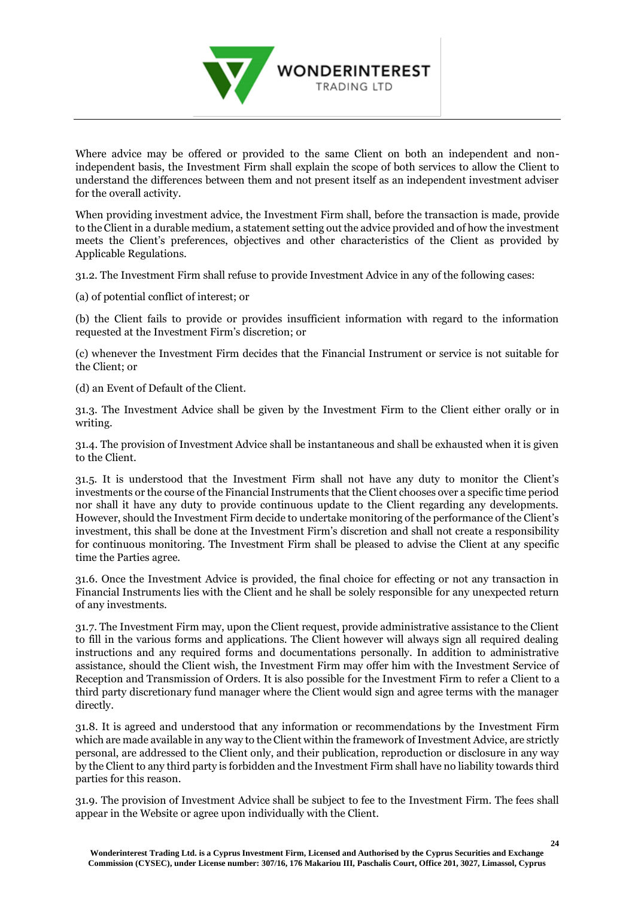Where advice may be offered or provided to the same Client on both an independent and non-independent basis, the Investment Firm shall explain the scope of both services to allow the Client to understand the differences between them and not present itself as an independent investment adviser for the overall activity.

When providing investment advice, the Investment Firm shall, before the transaction is made, provide to the Client in a durable medium, a statement setting out the advice provided and of how the investment meets the Client's preferences, objectives and other characteristics of the Client as provided by Applicable Regulations.

31.2. The Investment Firm shall refuse to provide Investment Advice in any of the following cases:

(a) of potential conflict of interest; or

(b) the Client fails to provide or provides insufficient information with regard to the information requested at the Investment Firm's discretion; or

(c) whenever the Investment Firm decides that the Financial Instrument or service is not suitable for the Client; or

(d) an Event of Default of the Client.

31.3. The Investment Advice shall be given by the Investment Firm to the Client either orally or in writing.

31.4. The provision of Investment Advice shall be instantaneous and shall be exhausted when it is given to the Client.

31.5. It is understood that the Investment Firm shall not have any duty to monitor the Client's investments or the course of the Financial Instruments that the Client chooses over a specific time period nor shall it have any duty to provide continuous update to the Client regarding any developments. However, should the Investment Firm decide to undertake monitoring of the performance of the Client's investment, this shall be done at the Investment Firm's discretion and shall not create a responsibility for continuous monitoring. The Investment Firm shall be pleased to advise the Client at any specific time the Parties agree.

31.6. Once the Investment Advice is provided, the final choice for effecting or not any transaction in Financial Instruments lies with the Client and he shall be solely responsible for any unexpected return of any investments.

31.7. The Investment Firm may, upon the Client request, provide administrative assistance to the Client to fill in the various forms and applications. The Client however will always sign all required dealing instructions and any required forms and documentations personally. In addition to administrative assistance, should the Client wish, the Investment Firm may offer him with the Investment Service of Reception and Transmission of Orders. It is also possible for the Investment Firm to refer a Client to a third party discretionary fund manager where the Client would sign and agree terms with the manager directly.

31.8. It is agreed and understood that any information or recommendations by the Investment Firm which are made available in any way to the Client within the framework of Investment Advice, are strictly personal, are addressed to the Client only, and their publication, reproduction or disclosure in any way by the Client to any third party is forbidden and the Investment Firm shall have no liability towards third parties for this reason.

31.9. The provision of Investment Advice shall be subject to fee to the Investment Firm. The fees shall appear in the Website or agree upon individually with the Client.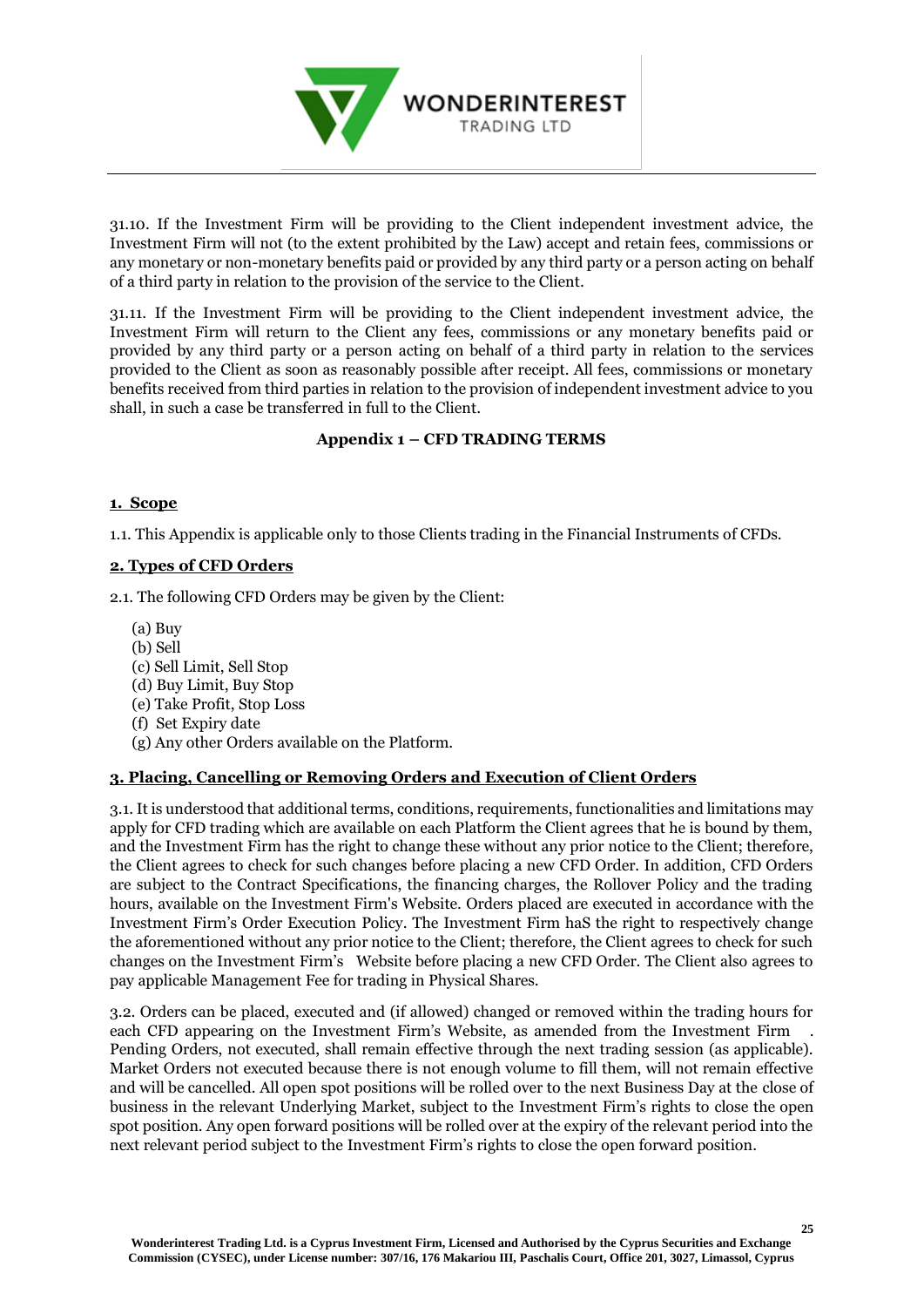31.10. If the Investment Firm will be providing to the Client independent investment advice, the Investment Firm will not (to the extent prohibited by the Law) accept and retain fees, commissions or any monetary or non-monetary benefits paid or provided by any third party or a person acting on behalf of a third party in relation to the provision of the service to the Client.

31.11. If the Investment Firm will be providing to the Client independent investment advice, the Investment Firm will return to the Client any fees, commissions or any monetary benefits paid or provided by any third party or a person acting on behalf of a third party in relation to the services provided to the Client as soon as reasonably possible after receipt. All fees, commissions or monetary benefits received from third parties in relation to the provision of independent investment advice to you shall, in such a case be transferred in full to the Client.

## Appendix 1 – CFD TRADING TERMS

### 1. Scope

1.1. This Appendix is applicable only to those Clients trading in the Financial Instruments of CFDs.

### 2. Types of CFD Orders

2.1. The following CFD Orders may be given by the Client:

(a) Buy
(b) Sell
(c) Sell Limit, Sell Stop
(d) Buy Limit, Buy Stop
(e) Take Profit, Stop Loss
(f) Set Expiry date
(g) Any other Orders available on the Platform.

### 3. Placing, Cancelling or Removing Orders and Execution of Client Orders

3.1. It is understood that additional terms, conditions, requirements, functionalities and limitations may apply for CFD trading which are available on each Platform the Client agrees that he is bound by them, and the Investment Firm has the right to change these without any prior notice to the Client; therefore, the Client agrees to check for such changes before placing a new CFD Order. In addition, CFD Orders are subject to the Contract Specifications, the financing charges, the Rollover Policy and the trading hours, available on the Investment Firm's Website. Orders placed are executed in accordance with the Investment Firm's Order Execution Policy. The Investment Firm haS the right to respectively change the aforementioned without any prior notice to the Client; therefore, the Client agrees to check for such changes on the Investment Firm's Website before placing a new CFD Order. The Client also agrees to pay applicable Management Fee for trading in Physical Shares.

3.2. Orders can be placed, executed and (if allowed) changed or removed within the trading hours for each CFD appearing on the Investment Firm's Website, as amended from the Investment Firm . Pending Orders, not executed, shall remain effective through the next trading session (as applicable). Market Orders not executed because there is not enough volume to fill them, will not remain effective and will be cancelled. All open spot positions will be rolled over to the next Business Day at the close of business in the relevant Underlying Market, subject to the Investment Firm's rights to close the open spot position. Any open forward positions will be rolled over at the expiry of the relevant period into the next relevant period subject to the Investment Firm's rights to close the open forward position.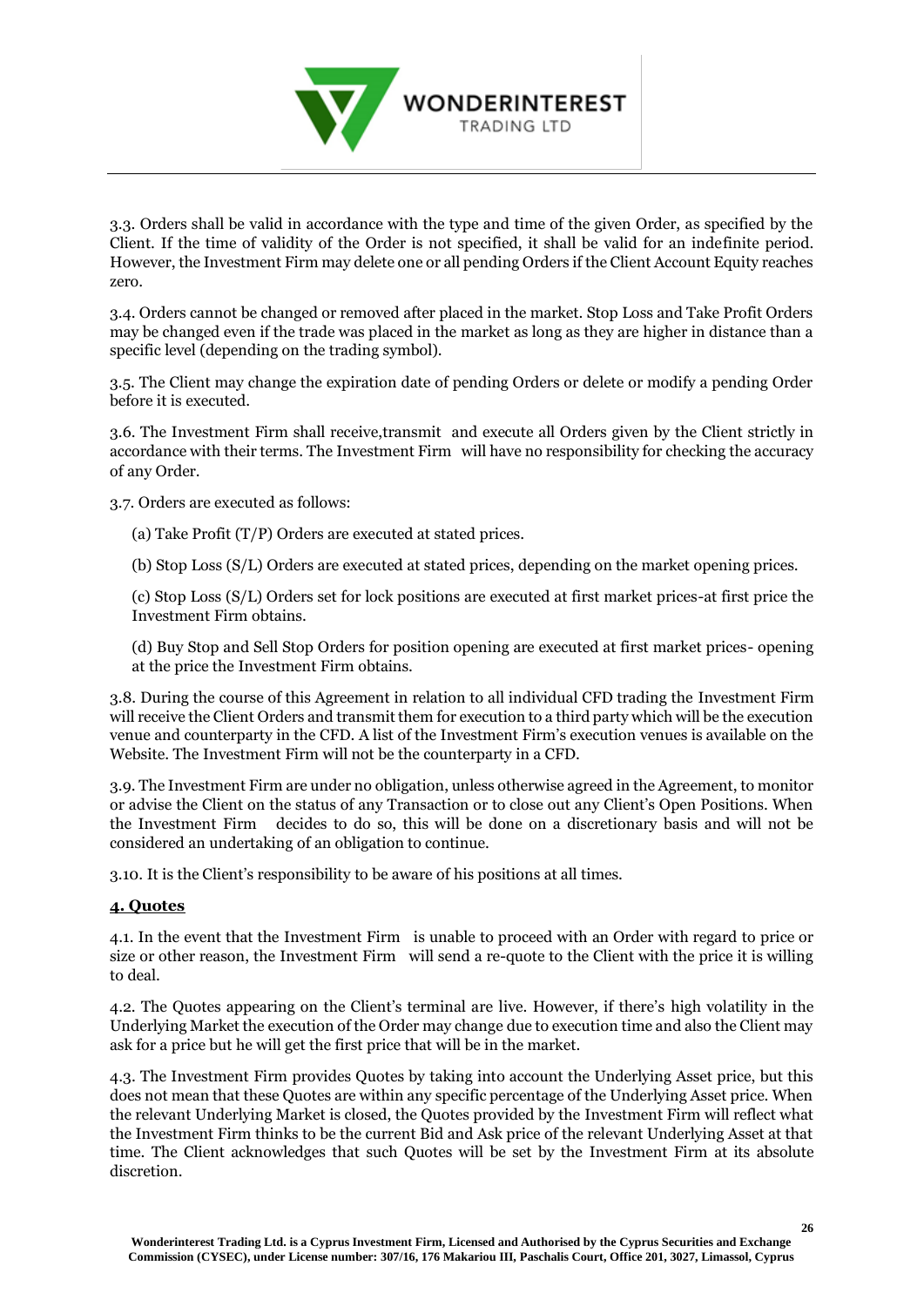3.3. Orders shall be valid in accordance with the type and time of the given Order, as specified by the Client. If the time of validity of the Order is not specified, it shall be valid for an indefinite period. However, the Investment Firm may delete one or all pending Orders if the Client Account Equity reaches zero.

3.4. Orders cannot be changed or removed after placed in the market. Stop Loss and Take Profit Orders may be changed even if the trade was placed in the market as long as they are higher in distance than a specific level (depending on the trading symbol).

3.5. The Client may change the expiration date of pending Orders or delete or modify a pending Order before it is executed.

3.6. The Investment Firm shall receive,transmit and execute all Orders given by the Client strictly in accordance with their terms. The Investment Firm will have no responsibility for checking the accuracy of any Order.

3.7. Orders are executed as follows:

(a) Take Profit (T/P) Orders are executed at stated prices.

(b) Stop Loss (S/L) Orders are executed at stated prices, depending on the market opening prices.

(c) Stop Loss (S/L) Orders set for lock positions are executed at first market prices-at first price the Investment Firm obtains.

(d) Buy Stop and Sell Stop Orders for position opening are executed at first market prices- opening at the price the Investment Firm obtains.

3.8. During the course of this Agreement in relation to all individual CFD trading the Investment Firm will receive the Client Orders and transmit them for execution to a third party which will be the execution venue and counterparty in the CFD. A list of the Investment Firm's execution venues is available on the Website. The Investment Firm will not be the counterparty in a CFD.

3.9. The Investment Firm are under no obligation, unless otherwise agreed in the Agreement, to monitor or advise the Client on the status of any Transaction or to close out any Client's Open Positions. When the Investment Firm decides to do so, this will be done on a discretionary basis and will not be considered an undertaking of an obligation to continue.

3.10. It is the Client's responsibility to be aware of his positions at all times.

## 4. Quotes

4.1. In the event that the Investment Firm is unable to proceed with an Order with regard to price or size or other reason, the Investment Firm will send a re-quote to the Client with the price it is willing to deal.

4.2. The Quotes appearing on the Client's terminal are live. However, if there's high volatility in the Underlying Market the execution of the Order may change due to execution time and also the Client may ask for a price but he will get the first price that will be in the market.

4.3. The Investment Firm provides Quotes by taking into account the Underlying Asset price, but this does not mean that these Quotes are within any specific percentage of the Underlying Asset price. When the relevant Underlying Market is closed, the Quotes provided by the Investment Firm will reflect what the Investment Firm thinks to be the current Bid and Ask price of the relevant Underlying Asset at that time. The Client acknowledges that such Quotes will be set by the Investment Firm at its absolute discretion.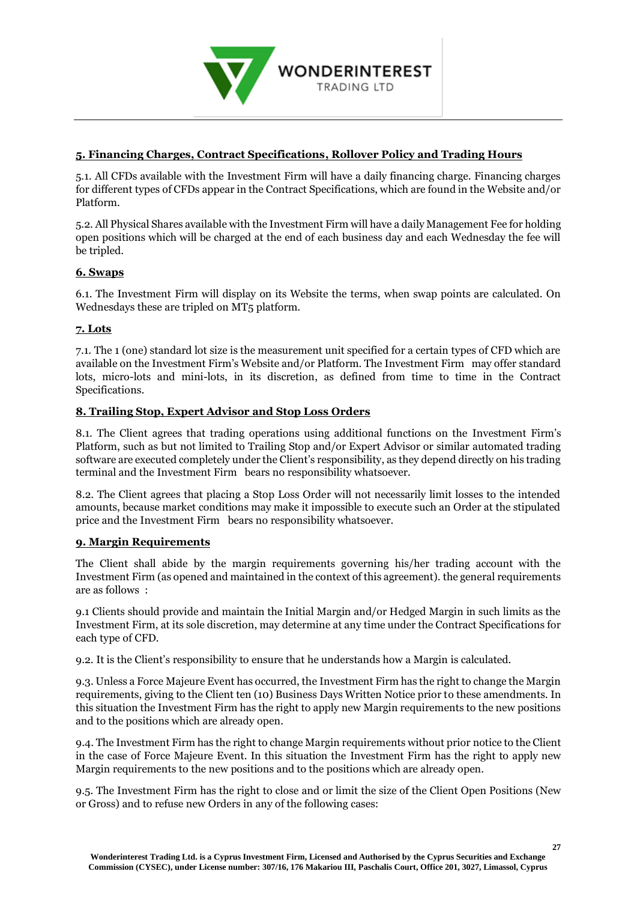## 5. Financing Charges, Contract Specifications, Rollover Policy and Trading Hours

5.1. All CFDs available with the Investment Firm will have a daily financing charge. Financing charges for different types of CFDs appear in the Contract Specifications, which are found in the Website and/or Platform.

5.2. All Physical Shares available with the Investment Firm will have a daily Management Fee for holding open positions which will be charged at the end of each business day and each Wednesday the fee will be tripled.

## 6. Swaps

6.1. The Investment Firm will display on its Website the terms, when swap points are calculated. On Wednesdays these are tripled on MT5 platform.

## 7. Lots

7.1. The 1 (one) standard lot size is the measurement unit specified for a certain types of CFD which are available on the Investment Firm's Website and/or Platform. The Investment Firm may offer standard lots, micro-lots and mini-lots, in its discretion, as defined from time to time in the Contract Specifications.

## 8. Trailing Stop, Expert Advisor and Stop Loss Orders

8.1. The Client agrees that trading operations using additional functions on the Investment Firm's Platform, such as but not limited to Trailing Stop and/or Expert Advisor or similar automated trading software are executed completely under the Client's responsibility, as they depend directly on his trading terminal and the Investment Firm bears no responsibility whatsoever.

8.2. The Client agrees that placing a Stop Loss Order will not necessarily limit losses to the intended amounts, because market conditions may make it impossible to execute such an Order at the stipulated price and the Investment Firm bears no responsibility whatsoever.

## 9. Margin Requirements

The Client shall abide by the margin requirements governing his/her trading account with the Investment Firm (as opened and maintained in the context of this agreement). the general requirements are as follows :

9.1 Clients should provide and maintain the Initial Margin and/or Hedged Margin in such limits as the Investment Firm, at its sole discretion, may determine at any time under the Contract Specifications for each type of CFD.

9.2. It is the Client's responsibility to ensure that he understands how a Margin is calculated.

9.3. Unless a Force Majeure Event has occurred, the Investment Firm has the right to change the Margin requirements, giving to the Client ten (10) Business Days Written Notice prior to these amendments. In this situation the Investment Firm has the right to apply new Margin requirements to the new positions and to the positions which are already open.

9.4. The Investment Firm has the right to change Margin requirements without prior notice to the Client in the case of Force Majeure Event. In this situation the Investment Firm has the right to apply new Margin requirements to the new positions and to the positions which are already open.

9.5. The Investment Firm has the right to close and or limit the size of the Client Open Positions (New or Gross) and to refuse new Orders in any of the following cases: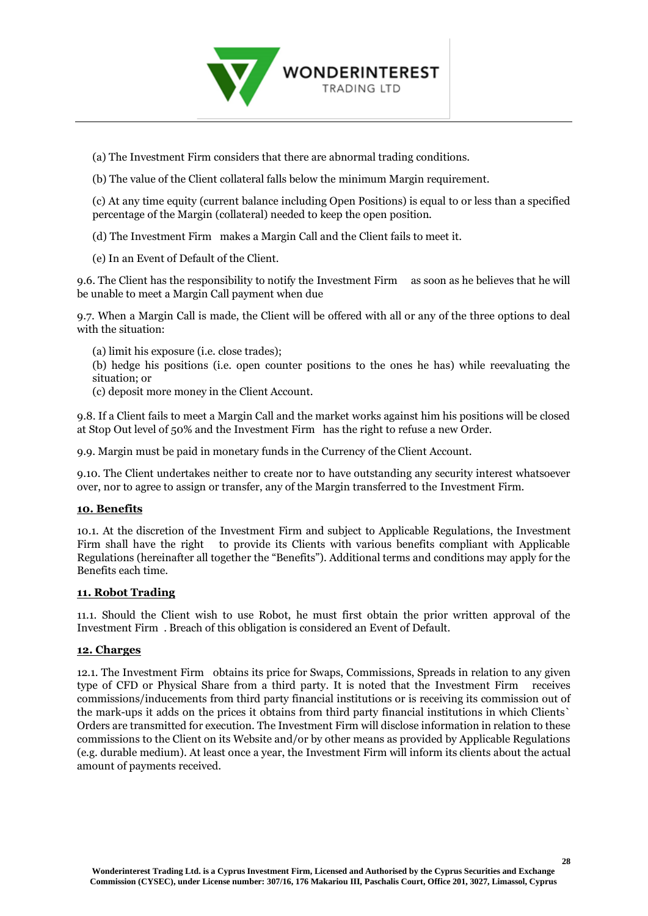(a) The Investment Firm considers that there are abnormal trading conditions.

(b) The value of the Client collateral falls below the minimum Margin requirement.

(c) At any time equity (current balance including Open Positions) is equal to or less than a specified percentage of the Margin (collateral) needed to keep the open position.

(d) The Investment Firm makes a Margin Call and the Client fails to meet it.

(e) In an Event of Default of the Client.

9.6. The Client has the responsibility to notify the Investment Firm as soon as he believes that he will be unable to meet a Margin Call payment when due

9.7. When a Margin Call is made, the Client will be offered with all or any of the three options to deal with the situation:

(a) limit his exposure (i.e. close trades);
(b) hedge his positions (i.e. open counter positions to the ones he has) while reevaluating the situation; or
(c) deposit more money in the Client Account.

9.8. If a Client fails to meet a Margin Call and the market works against him his positions will be closed at Stop Out level of 50% and the Investment Firm has the right to refuse a new Order.

9.9. Margin must be paid in monetary funds in the Currency of the Client Account.

9.10. The Client undertakes neither to create nor to have outstanding any security interest whatsoever over, nor to agree to assign or transfer, any of the Margin transferred to the Investment Firm.

## 10. Benefits

10.1. At the discretion of the Investment Firm and subject to Applicable Regulations, the Investment Firm shall have the right to provide its Clients with various benefits compliant with Applicable Regulations (hereinafter all together the "Benefits"). Additional terms and conditions may apply for the Benefits each time.

## 11. Robot Trading

11.1. Should the Client wish to use Robot, he must first obtain the prior written approval of the Investment Firm . Breach of this obligation is considered an Event of Default.

## 12. Charges

12.1. The Investment Firm obtains its price for Swaps, Commissions, Spreads in relation to any given type of CFD or Physical Share from a third party. It is noted that the Investment Firm receives commissions/inducements from third party financial institutions or is receiving its commission out of the mark-ups it adds on the prices it obtains from third party financial institutions in which Clients` Orders are transmitted for execution. The Investment Firm will disclose information in relation to these commissions to the Client on its Website and/or by other means as provided by Applicable Regulations (e.g. durable medium). At least once a year, the Investment Firm will inform its clients about the actual amount of payments received.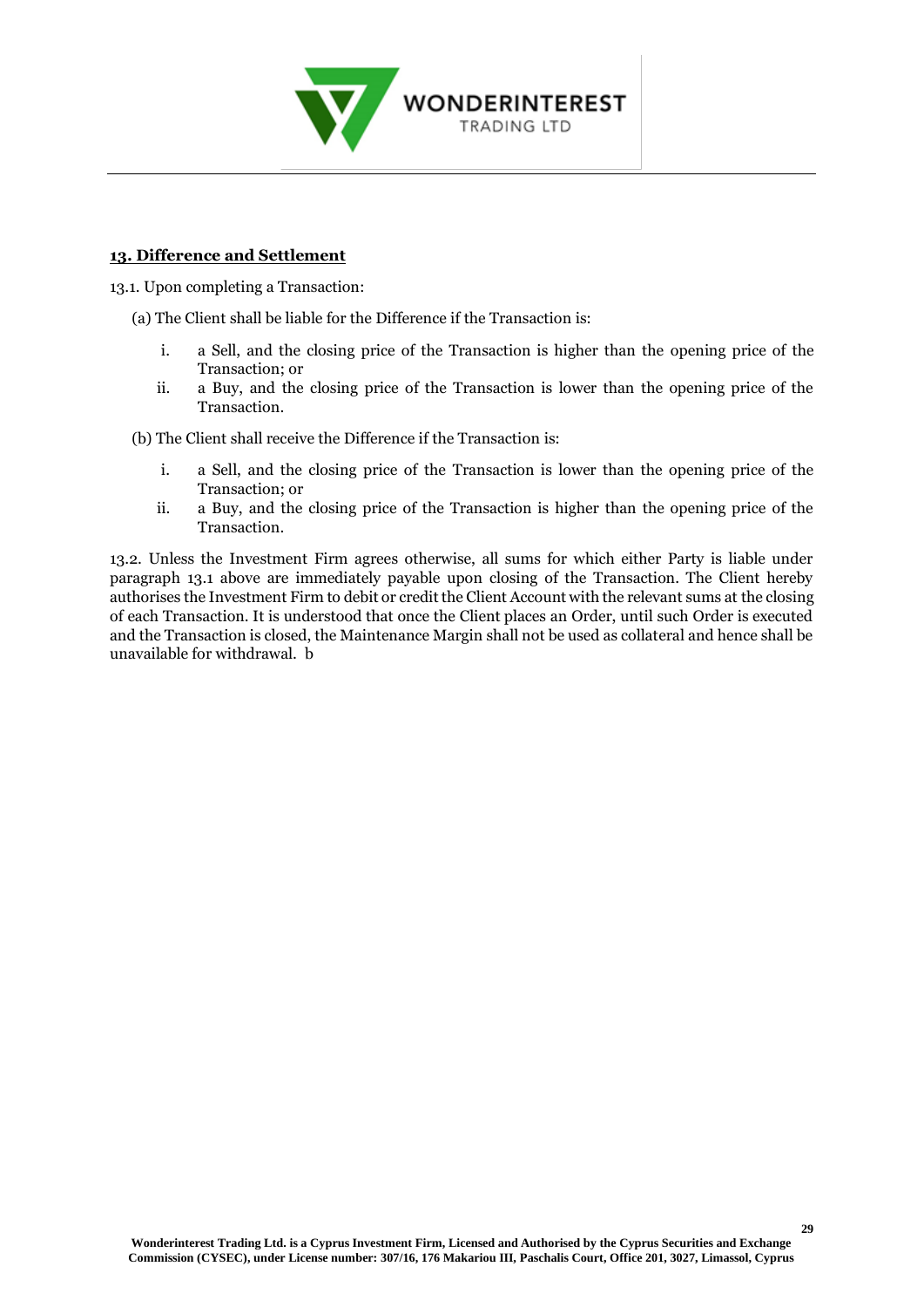## 13. Difference and Settlement

13.1. Upon completing a Transaction:

(a) The Client shall be liable for the Difference if the Transaction is:

i. a Sell, and the closing price of the Transaction is higher than the opening price of the Transaction; or
ii. a Buy, and the closing price of the Transaction is lower than the opening price of the Transaction.

(b) The Client shall receive the Difference if the Transaction is:

i. a Sell, and the closing price of the Transaction is lower than the opening price of the Transaction; or
ii. a Buy, and the closing price of the Transaction is higher than the opening price of the Transaction.

13.2. Unless the Investment Firm agrees otherwise, all sums for which either Party is liable under paragraph 13.1 above are immediately payable upon closing of the Transaction. The Client hereby authorises the Investment Firm to debit or credit the Client Account with the relevant sums at the closing of each Transaction. It is understood that once the Client places an Order, until such Order is executed and the Transaction is closed, the Maintenance Margin shall not be used as collateral and hence shall be unavailable for withdrawal. b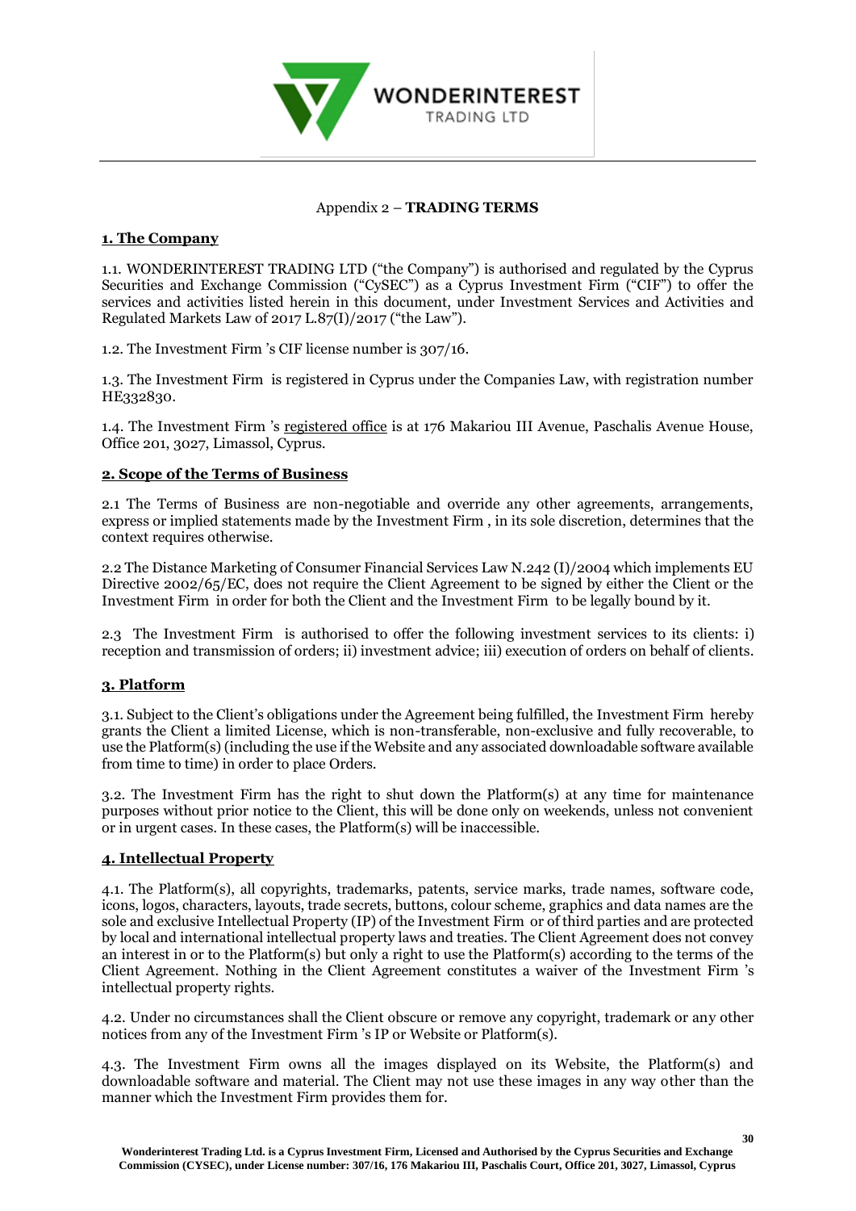Appendix 2 – **TRADING TERMS**

## 1. The Company

1.1. WONDERINTEREST TRADING LTD ("the Company") is authorised and regulated by the Cyprus Securities and Exchange Commission ("CySEC") as a Cyprus Investment Firm ("CIF") to offer the services and activities listed herein in this document, under Investment Services and Activities and Regulated Markets Law of 2017 L.87(I)/2017 ("the Law").

1.2. The Investment Firm 's CIF license number is 307/16.

1.3. The Investment Firm is registered in Cyprus under the Companies Law, with registration number HE332830.

1.4. The Investment Firm 's registered office is at 176 Makariou III Avenue, Paschalis Avenue House, Office 201, 3027, Limassol, Cyprus.

## 2. Scope of the Terms of Business

2.1 The Terms of Business are non-negotiable and override any other agreements, arrangements, express or implied statements made by the Investment Firm , in its sole discretion, determines that the context requires otherwise.

2.2 The Distance Marketing of Consumer Financial Services Law N.242 (I)/2004 which implements EU Directive 2002/65/EC, does not require the Client Agreement to be signed by either the Client or the Investment Firm in order for both the Client and the Investment Firm to be legally bound by it.

2.3 The Investment Firm is authorised to offer the following investment services to its clients: i) reception and transmission of orders; ii) investment advice; iii) execution of orders on behalf of clients.

## 3. Platform

3.1. Subject to the Client's obligations under the Agreement being fulfilled, the Investment Firm hereby grants the Client a limited License, which is non-transferable, non-exclusive and fully recoverable, to use the Platform(s) (including the use if the Website and any associated downloadable software available from time to time) in order to place Orders.

3.2. The Investment Firm has the right to shut down the Platform(s) at any time for maintenance purposes without prior notice to the Client, this will be done only on weekends, unless not convenient or in urgent cases. In these cases, the Platform(s) will be inaccessible.

## 4. Intellectual Property

4.1. The Platform(s), all copyrights, trademarks, patents, service marks, trade names, software code, icons, logos, characters, layouts, trade secrets, buttons, colour scheme, graphics and data names are the sole and exclusive Intellectual Property (IP) of the Investment Firm or of third parties and are protected by local and international intellectual property laws and treaties. The Client Agreement does not convey an interest in or to the Platform(s) but only a right to use the Platform(s) according to the terms of the Client Agreement. Nothing in the Client Agreement constitutes a waiver of the Investment Firm 's intellectual property rights.

4.2. Under no circumstances shall the Client obscure or remove any copyright, trademark or any other notices from any of the Investment Firm 's IP or Website or Platform(s).

4.3. The Investment Firm owns all the images displayed on its Website, the Platform(s) and downloadable software and material. The Client may not use these images in any way other than the manner which the Investment Firm provides them for.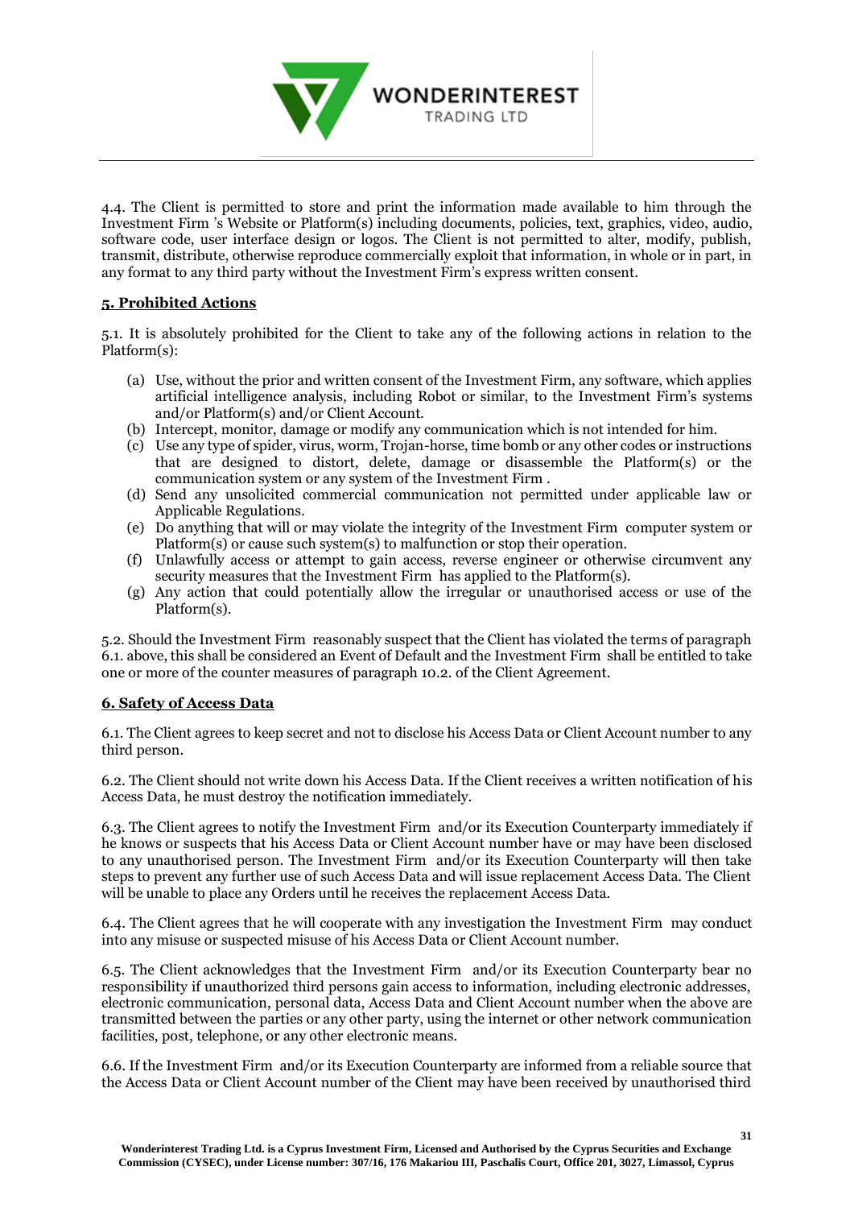4.4. The Client is permitted to store and print the information made available to him through the Investment Firm 's Website or Platform(s) including documents, policies, text, graphics, video, audio, software code, user interface design or logos. The Client is not permitted to alter, modify, publish, transmit, distribute, otherwise reproduce commercially exploit that information, in whole or in part, in any format to any third party without the Investment Firm's express written consent.

## 5. Prohibited Actions

5.1. It is absolutely prohibited for the Client to take any of the following actions in relation to the Platform(s):

(a) Use, without the prior and written consent of the Investment Firm, any software, which applies artificial intelligence analysis, including Robot or similar, to the Investment Firm's systems and/or Platform(s) and/or Client Account.
(b) Intercept, monitor, damage or modify any communication which is not intended for him.
(c) Use any type of spider, virus, worm, Trojan-horse, time bomb or any other codes or instructions that are designed to distort, delete, damage or disassemble the Platform(s) or the communication system or any system of the Investment Firm .
(d) Send any unsolicited commercial communication not permitted under applicable law or Applicable Regulations.
(e) Do anything that will or may violate the integrity of the Investment Firm computer system or Platform(s) or cause such system(s) to malfunction or stop their operation.
(f) Unlawfully access or attempt to gain access, reverse engineer or otherwise circumvent any security measures that the Investment Firm has applied to the Platform(s).
(g) Any action that could potentially allow the irregular or unauthorised access or use of the Platform(s).

5.2. Should the Investment Firm reasonably suspect that the Client has violated the terms of paragraph 6.1. above, this shall be considered an Event of Default and the Investment Firm shall be entitled to take one or more of the counter measures of paragraph 10.2. of the Client Agreement.

## 6. Safety of Access Data

6.1. The Client agrees to keep secret and not to disclose his Access Data or Client Account number to any third person.

6.2. The Client should not write down his Access Data. If the Client receives a written notification of his Access Data, he must destroy the notification immediately.

6.3. The Client agrees to notify the Investment Firm and/or its Execution Counterparty immediately if he knows or suspects that his Access Data or Client Account number have or may have been disclosed to any unauthorised person. The Investment Firm and/or its Execution Counterparty will then take steps to prevent any further use of such Access Data and will issue replacement Access Data. The Client will be unable to place any Orders until he receives the replacement Access Data.

6.4. The Client agrees that he will cooperate with any investigation the Investment Firm may conduct into any misuse or suspected misuse of his Access Data or Client Account number.

6.5. The Client acknowledges that the Investment Firm and/or its Execution Counterparty bear no responsibility if unauthorized third persons gain access to information, including electronic addresses, electronic communication, personal data, Access Data and Client Account number when the above are transmitted between the parties or any other party, using the internet or other network communication facilities, post, telephone, or any other electronic means.

6.6. If the Investment Firm and/or its Execution Counterparty are informed from a reliable source that the Access Data or Client Account number of the Client may have been received by unauthorised third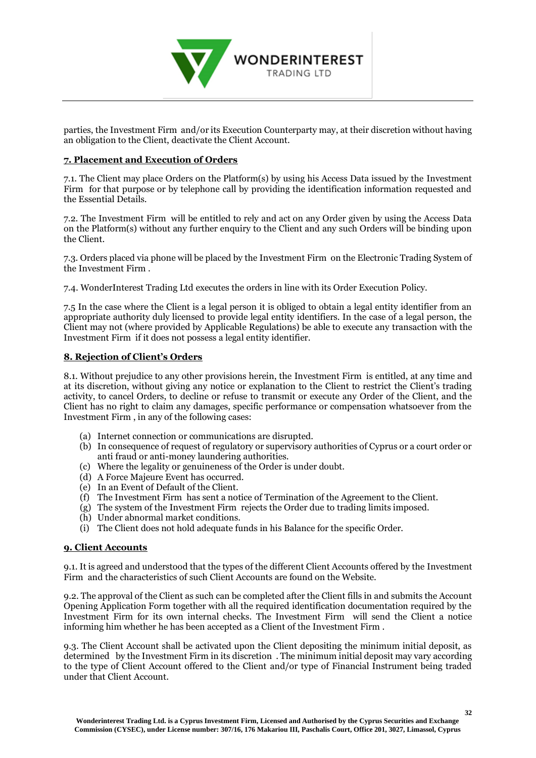parties, the Investment Firm and/or its Execution Counterparty may, at their discretion without having an obligation to the Client, deactivate the Client Account.

## 7. Placement and Execution of Orders

7.1. The Client may place Orders on the Platform(s) by using his Access Data issued by the Investment Firm for that purpose or by telephone call by providing the identification information requested and the Essential Details.

7.2. The Investment Firm will be entitled to rely and act on any Order given by using the Access Data on the Platform(s) without any further enquiry to the Client and any such Orders will be binding upon the Client.

7.3. Orders placed via phone will be placed by the Investment Firm on the Electronic Trading System of the Investment Firm .

7.4. WonderInterest Trading Ltd executes the orders in line with its Order Execution Policy.

7.5 In the case where the Client is a legal person it is obliged to obtain a legal entity identifier from an appropriate authority duly licensed to provide legal entity identifiers. In the case of a legal person, the Client may not (where provided by Applicable Regulations) be able to execute any transaction with the Investment Firm if it does not possess a legal entity identifier.

## 8. Rejection of Client's Orders

8.1. Without prejudice to any other provisions herein, the Investment Firm is entitled, at any time and at its discretion, without giving any notice or explanation to the Client to restrict the Client's trading activity, to cancel Orders, to decline or refuse to transmit or execute any Order of the Client, and the Client has no right to claim any damages, specific performance or compensation whatsoever from the Investment Firm , in any of the following cases:

(a) Internet connection or communications are disrupted.
(b) In consequence of request of regulatory or supervisory authorities of Cyprus or a court order or anti fraud or anti-money laundering authorities.
(c) Where the legality or genuineness of the Order is under doubt.
(d) A Force Majeure Event has occurred.
(e) In an Event of Default of the Client.
(f) The Investment Firm has sent a notice of Termination of the Agreement to the Client.
(g) The system of the Investment Firm rejects the Order due to trading limits imposed.
(h) Under abnormal market conditions.
(i) The Client does not hold adequate funds in his Balance for the specific Order.

## 9. Client Accounts

9.1. It is agreed and understood that the types of the different Client Accounts offered by the Investment Firm and the characteristics of such Client Accounts are found on the Website.

9.2. The approval of the Client as such can be completed after the Client fills in and submits the Account Opening Application Form together with all the required identification documentation required by the Investment Firm for its own internal checks. The Investment Firm will send the Client a notice informing him whether he has been accepted as a Client of the Investment Firm .

9.3. The Client Account shall be activated upon the Client depositing the minimum initial deposit, as determined by the Investment Firm in its discretion . The minimum initial deposit may vary according to the type of Client Account offered to the Client and/or type of Financial Instrument being traded under that Client Account.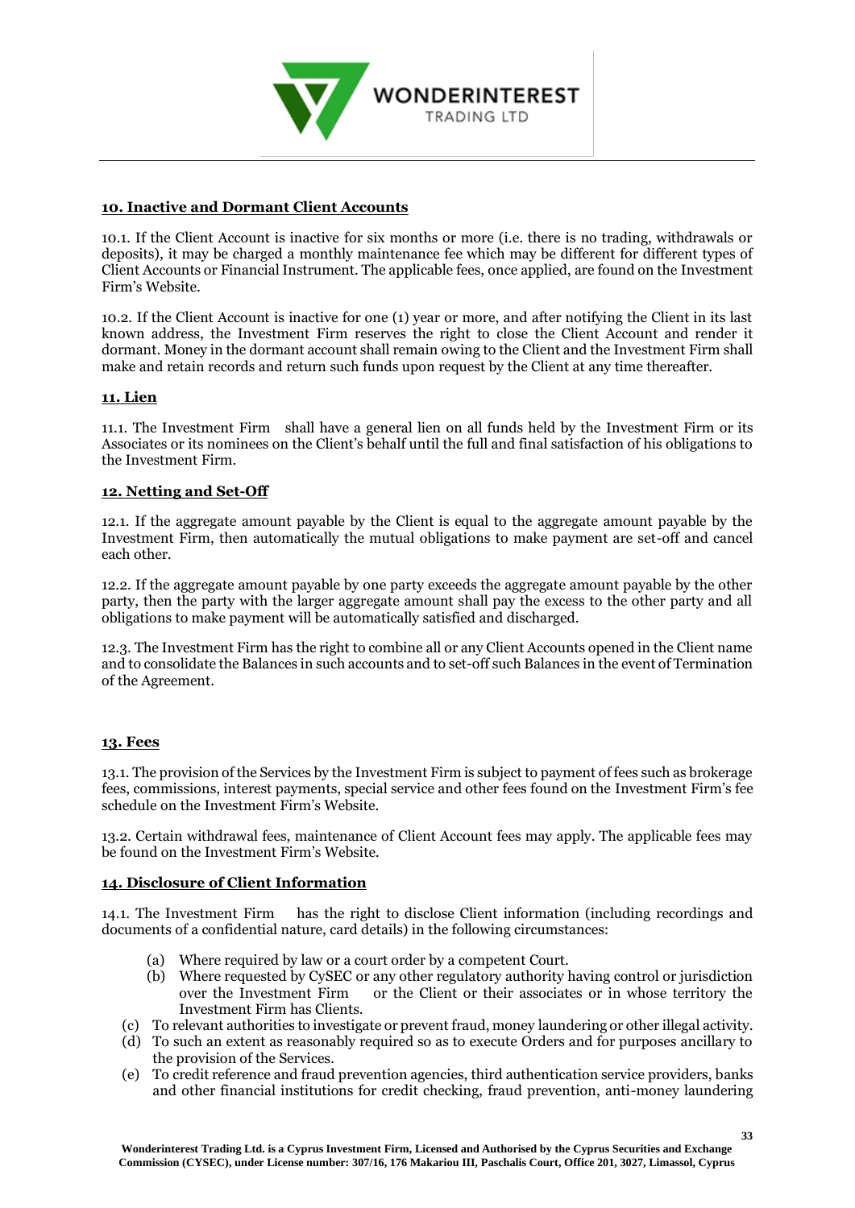## 10. Inactive and Dormant Client Accounts

10.1. If the Client Account is inactive for six months or more (i.e. there is no trading, withdrawals or deposits), it may be charged a monthly maintenance fee which may be different for different types of Client Accounts or Financial Instrument. The applicable fees, once applied, are found on the Investment Firm's Website.

10.2. If the Client Account is inactive for one (1) year or more, and after notifying the Client in its last known address, the Investment Firm reserves the right to close the Client Account and render it dormant. Money in the dormant account shall remain owing to the Client and the Investment Firm shall make and retain records and return such funds upon request by the Client at any time thereafter.

## 11. Lien

11.1. The Investment Firm shall have a general lien on all funds held by the Investment Firm or its Associates or its nominees on the Client's behalf until the full and final satisfaction of his obligations to the Investment Firm.

## 12. Netting and Set-Off

12.1. If the aggregate amount payable by the Client is equal to the aggregate amount payable by the Investment Firm, then automatically the mutual obligations to make payment are set-off and cancel each other.

12.2. If the aggregate amount payable by one party exceeds the aggregate amount payable by the other party, then the party with the larger aggregate amount shall pay the excess to the other party and all obligations to make payment will be automatically satisfied and discharged.

12.3. The Investment Firm has the right to combine all or any Client Accounts opened in the Client name and to consolidate the Balances in such accounts and to set-off such Balances in the event of Termination of the Agreement.

## 13. Fees

13.1. The provision of the Services by the Investment Firm is subject to payment of fees such as brokerage fees, commissions, interest payments, special service and other fees found on the Investment Firm's fee schedule on the Investment Firm's Website.

13.2. Certain withdrawal fees, maintenance of Client Account fees may apply. The applicable fees may be found on the Investment Firm's Website.

## 14. Disclosure of Client Information

14.1. The Investment Firm has the right to disclose Client information (including recordings and documents of a confidential nature, card details) in the following circumstances:

(a) Where required by law or a court order by a competent Court.
(b) Where requested by CySEC or any other regulatory authority having control or jurisdiction over the Investment Firm or the Client or their associates or in whose territory the Investment Firm has Clients.
(c) To relevant authorities to investigate or prevent fraud, money laundering or other illegal activity.
(d) To such an extent as reasonably required so as to execute Orders and for purposes ancillary to the provision of the Services.
(e) To credit reference and fraud prevention agencies, third authentication service providers, banks and other financial institutions for credit checking, fraud prevention, anti-money laundering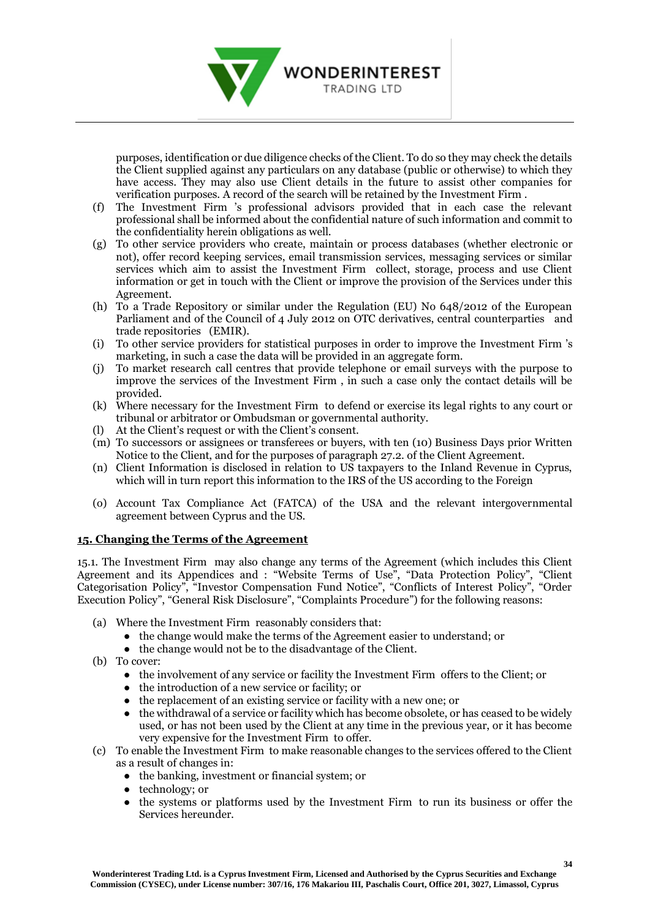purposes, identification or due diligence checks of the Client. To do so they may check the details the Client supplied against any particulars on any database (public or otherwise) to which they have access. They may also use Client details in the future to assist other companies for verification purposes. A record of the search will be retained by the Investment Firm .

(f) The Investment Firm 's professional advisors provided that in each case the relevant professional shall be informed about the confidential nature of such information and commit to the confidentiality herein obligations as well.

(g) To other service providers who create, maintain or process databases (whether electronic or not), offer record keeping services, email transmission services, messaging services or similar services which aim to assist the Investment Firm collect, storage, process and use Client information or get in touch with the Client or improve the provision of the Services under this Agreement.

(h) To a Trade Repository or similar under the Regulation (EU) No 648/2012 of the European Parliament and of the Council of 4 July 2012 on OTC derivatives, central counterparties and trade repositories (EMIR).

(i) To other service providers for statistical purposes in order to improve the Investment Firm 's marketing, in such a case the data will be provided in an aggregate form.

(j) To market research call centres that provide telephone or email surveys with the purpose to improve the services of the Investment Firm , in such a case only the contact details will be provided.

(k) Where necessary for the Investment Firm to defend or exercise its legal rights to any court or tribunal or arbitrator or Ombudsman or governmental authority.

(l) At the Client's request or with the Client's consent.

(m) To successors or assignees or transferees or buyers, with ten (10) Business Days prior Written Notice to the Client, and for the purposes of paragraph 27.2. of the Client Agreement.

(n) Client Information is disclosed in relation to US taxpayers to the Inland Revenue in Cyprus, which will in turn report this information to the IRS of the US according to the Foreign

(o) Account Tax Compliance Act (FATCA) of the USA and the relevant intergovernmental agreement between Cyprus and the US.

## 15. Changing the Terms of the Agreement

15.1. The Investment Firm may also change any terms of the Agreement (which includes this Client Agreement and its Appendices and : "Website Terms of Use", "Data Protection Policy", "Client Categorisation Policy", "Investor Compensation Fund Notice", "Conflicts of Interest Policy", "Order Execution Policy", "General Risk Disclosure", "Complaints Procedure") for the following reasons:

(a) Where the Investment Firm reasonably considers that:
  - the change would make the terms of the Agreement easier to understand; or
  - the change would not be to the disadvantage of the Client.

(b) To cover:
  - the involvement of any service or facility the Investment Firm offers to the Client; or
  - the introduction of a new service or facility; or
  - the replacement of an existing service or facility with a new one; or
  - the withdrawal of a service or facility which has become obsolete, or has ceased to be widely used, or has not been used by the Client at any time in the previous year, or it has become very expensive for the Investment Firm to offer.

(c) To enable the Investment Firm to make reasonable changes to the services offered to the Client as a result of changes in:
  - the banking, investment or financial system; or
  - technology; or
  - the systems or platforms used by the Investment Firm to run its business or offer the Services hereunder.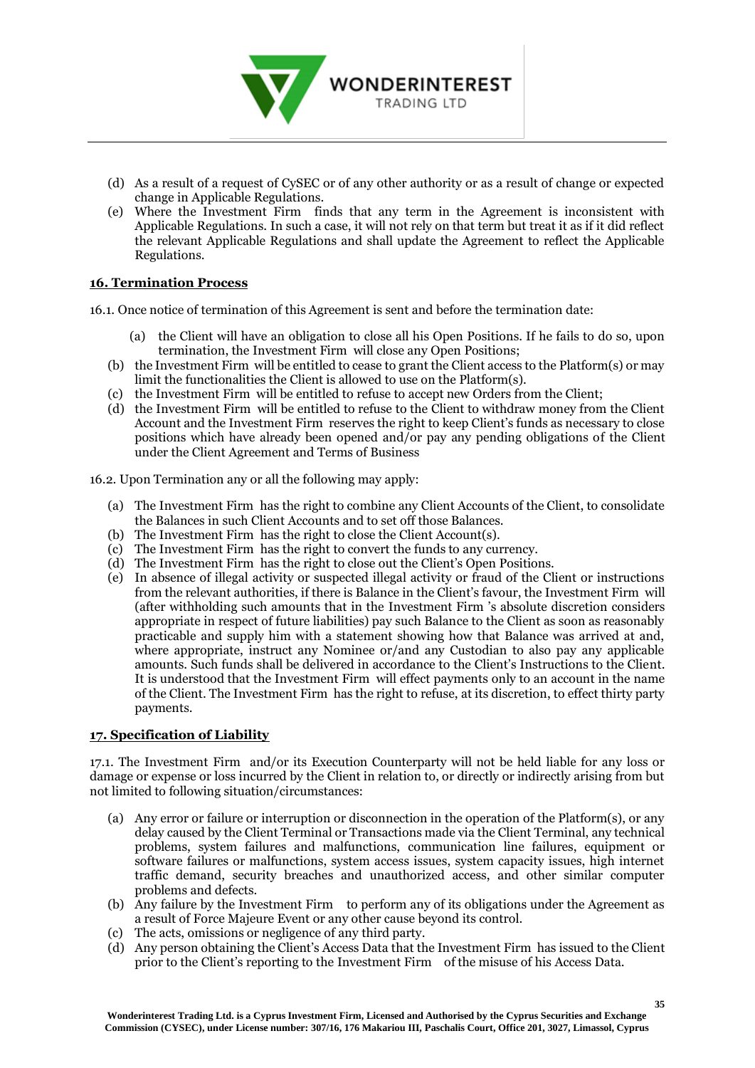(d) As a result of a request of CySEC or of any other authority or as a result of change or expected change in Applicable Regulations.

(e) Where the Investment Firm finds that any term in the Agreement is inconsistent with Applicable Regulations. In such a case, it will not rely on that term but treat it as if it did reflect the relevant Applicable Regulations and shall update the Agreement to reflect the Applicable Regulations.

## 16. Termination Process

16.1. Once notice of termination of this Agreement is sent and before the termination date:

(a) the Client will have an obligation to close all his Open Positions. If he fails to do so, upon termination, the Investment Firm will close any Open Positions;

(b) the Investment Firm will be entitled to cease to grant the Client access to the Platform(s) or may limit the functionalities the Client is allowed to use on the Platform(s).

(c) the Investment Firm will be entitled to refuse to accept new Orders from the Client;

(d) the Investment Firm will be entitled to refuse to the Client to withdraw money from the Client Account and the Investment Firm reserves the right to keep Client's funds as necessary to close positions which have already been opened and/or pay any pending obligations of the Client under the Client Agreement and Terms of Business

16.2. Upon Termination any or all the following may apply:

(a) The Investment Firm has the right to combine any Client Accounts of the Client, to consolidate the Balances in such Client Accounts and to set off those Balances.

(b) The Investment Firm has the right to close the Client Account(s).

(c) The Investment Firm has the right to convert the funds to any currency.

(d) The Investment Firm has the right to close out the Client's Open Positions.

(e) In absence of illegal activity or suspected illegal activity or fraud of the Client or instructions from the relevant authorities, if there is Balance in the Client's favour, the Investment Firm will (after withholding such amounts that in the Investment Firm 's absolute discretion considers appropriate in respect of future liabilities) pay such Balance to the Client as soon as reasonably practicable and supply him with a statement showing how that Balance was arrived at and, where appropriate, instruct any Nominee or/and any Custodian to also pay any applicable amounts. Such funds shall be delivered in accordance to the Client's Instructions to the Client. It is understood that the Investment Firm will effect payments only to an account in the name of the Client. The Investment Firm has the right to refuse, at its discretion, to effect thirty party payments.

## 17. Specification of Liability

17.1. The Investment Firm and/or its Execution Counterparty will not be held liable for any loss or damage or expense or loss incurred by the Client in relation to, or directly or indirectly arising from but not limited to following situation/circumstances:

(a) Any error or failure or interruption or disconnection in the operation of the Platform(s), or any delay caused by the Client Terminal or Transactions made via the Client Terminal, any technical problems, system failures and malfunctions, communication line failures, equipment or software failures or malfunctions, system access issues, system capacity issues, high internet traffic demand, security breaches and unauthorized access, and other similar computer problems and defects.

(b) Any failure by the Investment Firm to perform any of its obligations under the Agreement as a result of Force Majeure Event or any other cause beyond its control.

(c) The acts, omissions or negligence of any third party.

(d) Any person obtaining the Client's Access Data that the Investment Firm has issued to the Client prior to the Client's reporting to the Investment Firm of the misuse of his Access Data.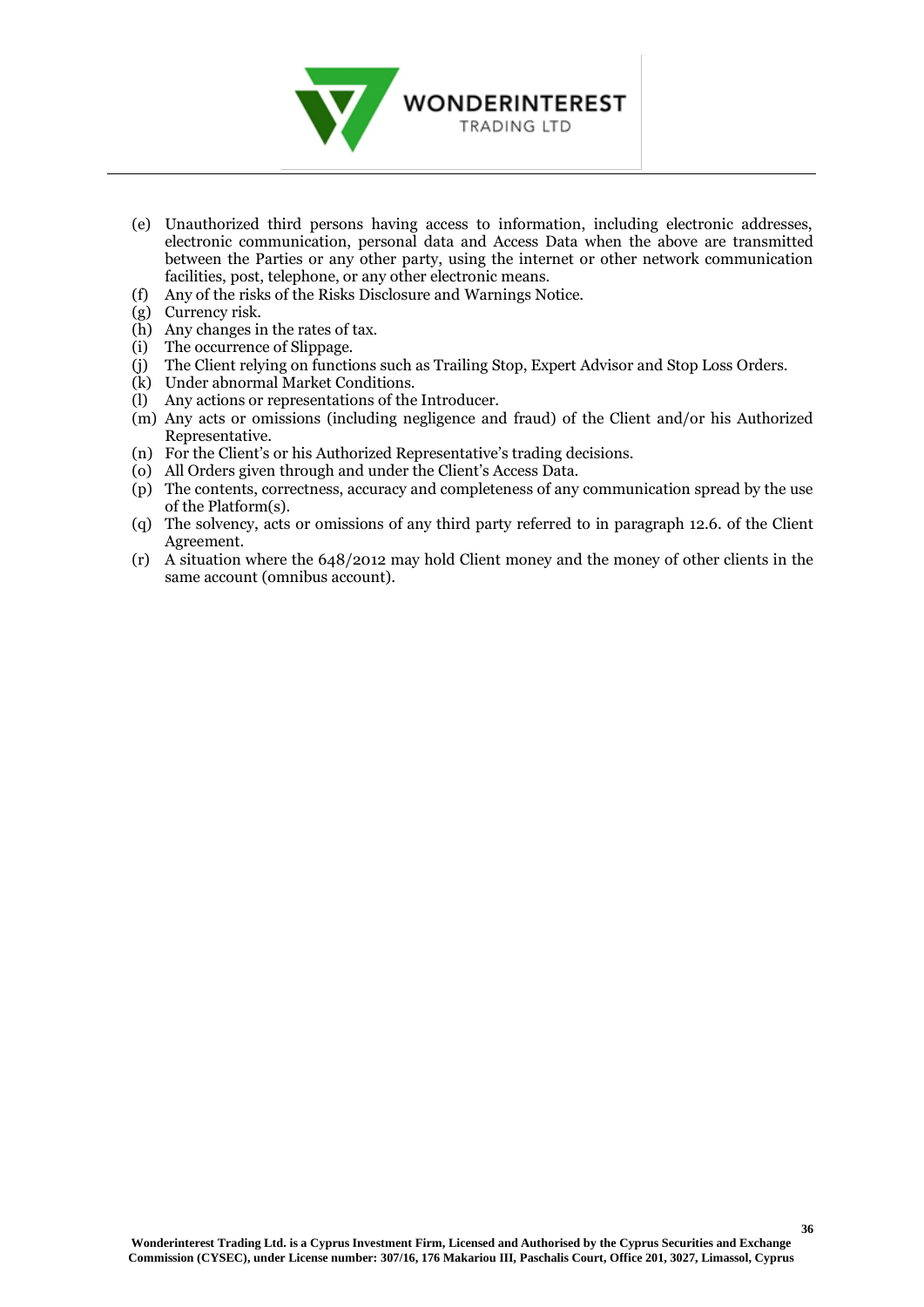(e) Unauthorized third persons having access to information, including electronic addresses, electronic communication, personal data and Access Data when the above are transmitted between the Parties or any other party, using the internet or other network communication facilities, post, telephone, or any other electronic means.
(f) Any of the risks of the Risks Disclosure and Warnings Notice.
(g) Currency risk.
(h) Any changes in the rates of tax.
(i) The occurrence of Slippage.
(j) The Client relying on functions such as Trailing Stop, Expert Advisor and Stop Loss Orders.
(k) Under abnormal Market Conditions.
(l) Any actions or representations of the Introducer.
(m) Any acts or omissions (including negligence and fraud) of the Client and/or his Authorized Representative.
(n) For the Client's or his Authorized Representative's trading decisions.
(o) All Orders given through and under the Client's Access Data.
(p) The contents, correctness, accuracy and completeness of any communication spread by the use of the Platform(s).
(q) The solvency, acts or omissions of any third party referred to in paragraph 12.6. of the Client Agreement.
(r) A situation where the 648/2012 may hold Client money and the money of other clients in the same account (omnibus account).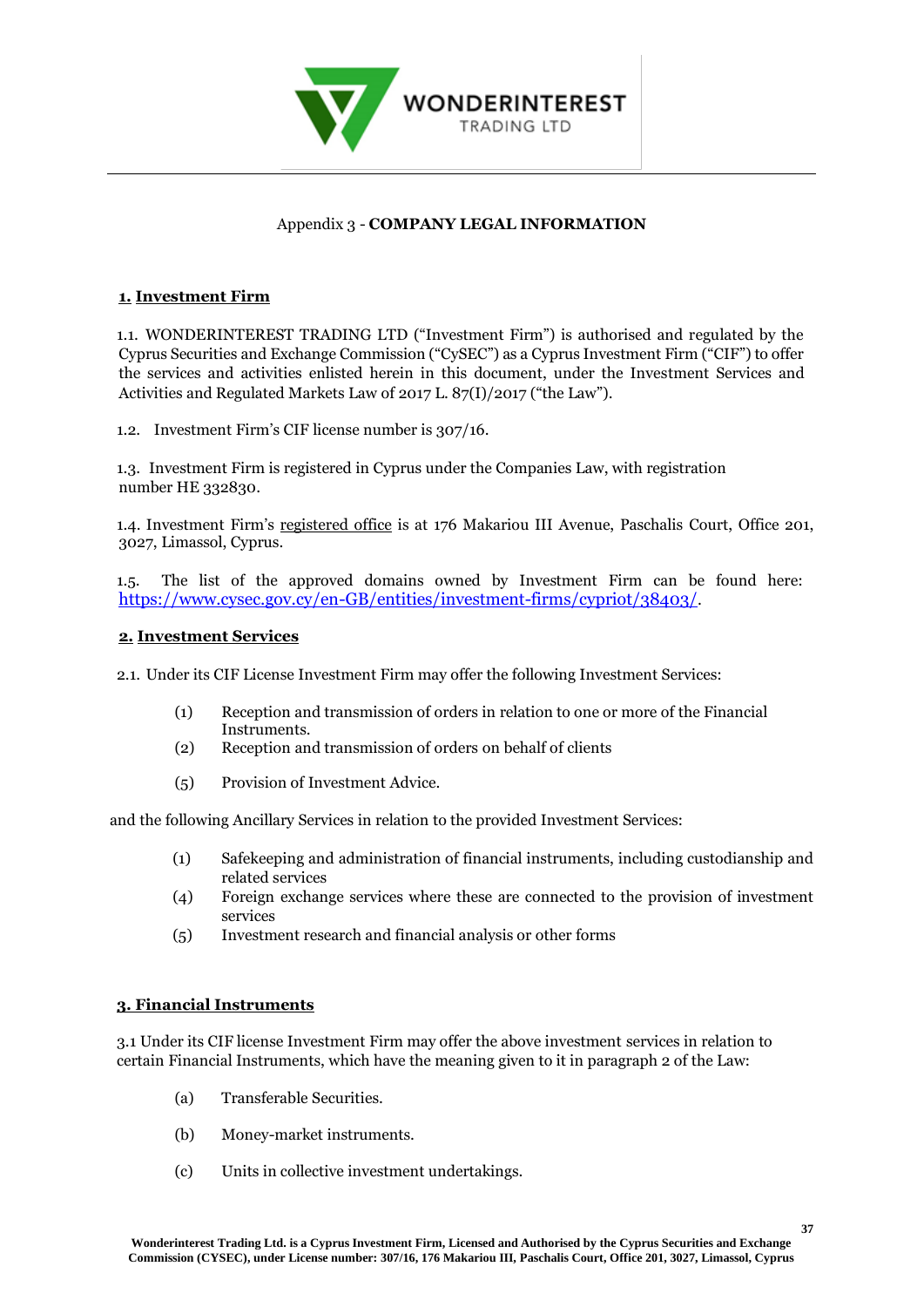Appendix 3 - **COMPANY LEGAL INFORMATION**

## **1. Investment Firm**

1.1. WONDERINTEREST TRADING LTD ("Investment Firm") is authorised and regulated by the Cyprus Securities and Exchange Commission ("CySEC") as a Cyprus Investment Firm ("CIF") to offer the services and activities enlisted herein in this document, under the Investment Services and Activities and Regulated Markets Law of 2017 L. 87(I)/2017 ("the Law").

1.2. Investment Firm's CIF license number is 307/16.

1.3. Investment Firm is registered in Cyprus under the Companies Law, with registration number HE 332830.

1.4. Investment Firm's registered office is at 176 Makariou III Avenue, Paschalis Court, Office 201, 3027, Limassol, Cyprus.

1.5. The list of the approved domains owned by Investment Firm can be found here: https://www.cysec.gov.cy/en-GB/entities/investment-firms/cypriot/38403/.

## **2. Investment Services**

2.1. Under its CIF License Investment Firm may offer the following Investment Services:

- (1) Reception and transmission of orders in relation to one or more of the Financial Instruments.
- (2) Reception and transmission of orders on behalf of clients
- (5) Provision of Investment Advice.

and the following Ancillary Services in relation to the provided Investment Services:

- (1) Safekeeping and administration of financial instruments, including custodianship and related services
- (4) Foreign exchange services where these are connected to the provision of investment services
- (5) Investment research and financial analysis or other forms

## **3. Financial Instruments**

3.1 Under its CIF license Investment Firm may offer the above investment services in relation to certain Financial Instruments, which have the meaning given to it in paragraph 2 of the Law:

- (a) Transferable Securities.
- (b) Money-market instruments.
- (c) Units in collective investment undertakings.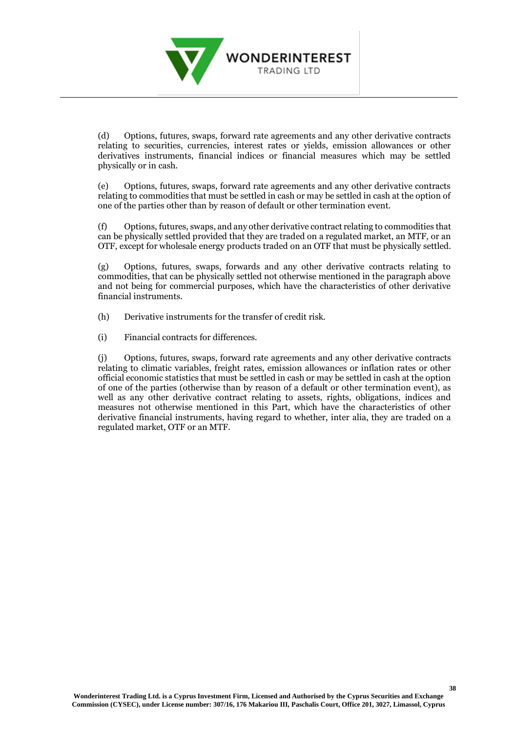(d) Options, futures, swaps, forward rate agreements and any other derivative contracts relating to securities, currencies, interest rates or yields, emission allowances or other derivatives instruments, financial indices or financial measures which may be settled physically or in cash.

(e) Options, futures, swaps, forward rate agreements and any other derivative contracts relating to commodities that must be settled in cash or may be settled in cash at the option of one of the parties other than by reason of default or other termination event.

(f) Options, futures, swaps, and any other derivative contract relating to commodities that can be physically settled provided that they are traded on a regulated market, an MTF, or an OTF, except for wholesale energy products traded on an OTF that must be physically settled.

(g) Options, futures, swaps, forwards and any other derivative contracts relating to commodities, that can be physically settled not otherwise mentioned in the paragraph above and not being for commercial purposes, which have the characteristics of other derivative financial instruments.

(h) Derivative instruments for the transfer of credit risk.

(i) Financial contracts for differences.

(j) Options, futures, swaps, forward rate agreements and any other derivative contracts relating to climatic variables, freight rates, emission allowances or inflation rates or other official economic statistics that must be settled in cash or may be settled in cash at the option of one of the parties (otherwise than by reason of a default or other termination event), as well as any other derivative contract relating to assets, rights, obligations, indices and measures not otherwise mentioned in this Part, which have the characteristics of other derivative financial instruments, having regard to whether, inter alia, they are traded on a regulated market, OTF or an MTF.